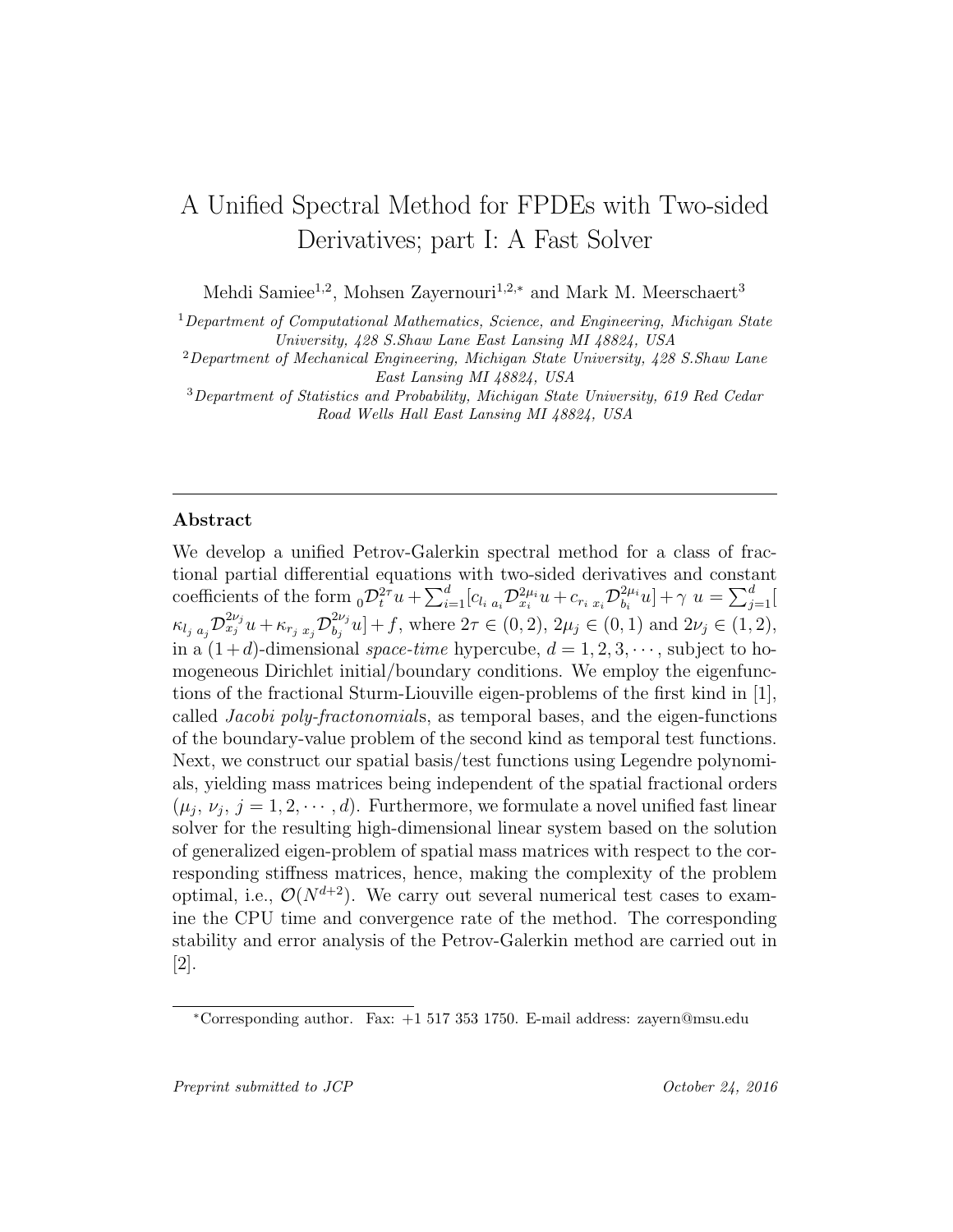# A Unified Spectral Method for FPDEs with Two-sided Derivatives; part I: A Fast Solver

Mehdi Samiee[1,2], Mohsen Zayernouri[1,2,*] and Mark M. Meerschaert[3]

[1] *Department of Computational Mathematics, Science, and Engineering, Michigan State University, 428 S.Shaw Lane East Lansing MI 48824, USA*

[2] *Department of Mechanical Engineering, Michigan State University, 428 S.Shaw Lane East Lansing MI 48824, USA*

[3] *Department of Statistics and Probability, Michigan State University, 619 Red Cedar Road Wells Hall East Lansing MI 48824, USA*

---

## Abstract

We develop a unified Petrov-Galerkin spectral method for a class of fractional partial differential equations with two-sided derivatives and constant coefficients of the form ${}_0\mathcal{D}_t^{2\tau} u + \sum_{i=1}^{d} [c_{l_i}\, {}_{a_i}\mathcal{D}_{x_i}^{2\mu_i} u + c_{r_i}\, {}_{x_i}\mathcal{D}_{b_i}^{2\mu_i} u] + \gamma\ u = \sum_{j=1}^{d} [\kappa_{l_j}\, {}_{a_j}\mathcal{D}_{x_j}^{2\nu_j} u + \kappa_{r_j}\, {}_{x_j}\mathcal{D}_{b_j}^{2\nu_j} u] + f$, where $2\tau \in (0,2)$, $2\mu_j \in (0,1)$ and $2\nu_j \in (1,2)$, in a $(1+d)$-dimensional *space-time* hypercube, $d = 1, 2, 3, \cdots$, subject to homogeneous Dirichlet initial/boundary conditions. We employ the eigenfunctions of the fractional Sturm-Liouville eigen-problems of the first kind in [1], called *Jacobi poly-fractonomial*s, as temporal bases, and the eigen-functions of the boundary-value problem of the second kind as temporal test functions. Next, we construct our spatial basis/test functions using Legendre polynomials, yielding mass matrices being independent of the spatial fractional orders ($\mu_j$, $\nu_j$, $j = 1, 2, \cdots, d$). Furthermore, we formulate a novel unified fast linear solver for the resulting high-dimensional linear system based on the solution of generalized eigen-problem of spatial mass matrices with respect to the corresponding stiffness matrices, hence, making the complexity of the problem optimal, i.e., $\mathcal{O}(N^{d+2})$. We carry out several numerical test cases to examine the CPU time and convergence rate of the method. The corresponding stability and error analysis of the Petrov-Galerkin method are carried out in [2].

---

*Corresponding author. Fax: +1 517 353 1750. E-mail address: zayern@msu.edu

*Preprint submitted to JCP* *October 24, 2016*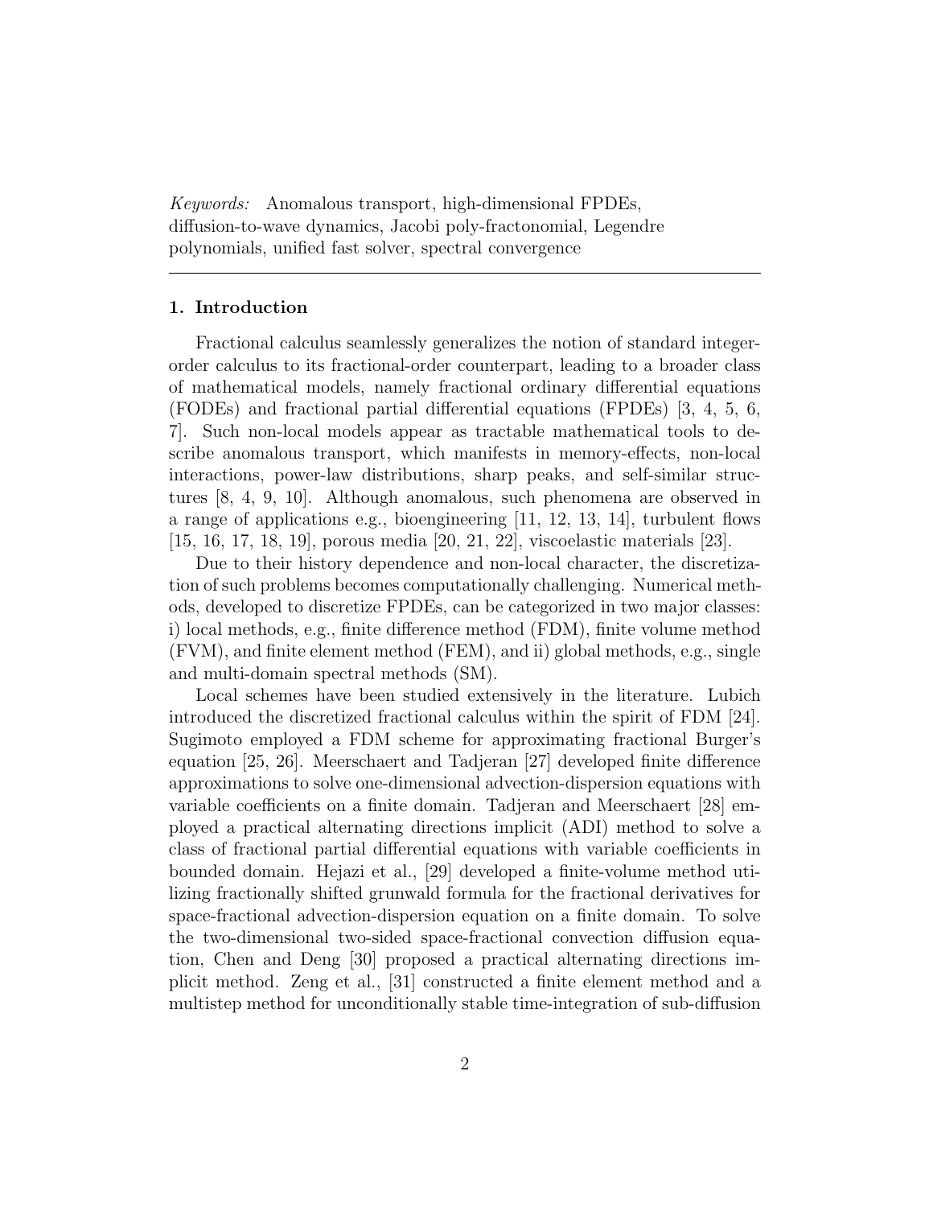*Keywords:* Anomalous transport, high-dimensional FPDEs, diffusion-to-wave dynamics, Jacobi poly-fractonomial, Legendre polynomials, unified fast solver, spectral convergence

---

## 1. Introduction

Fractional calculus seamlessly generalizes the notion of standard integer-order calculus to its fractional-order counterpart, leading to a broader class of mathematical models, namely fractional ordinary differential equations (FODEs) and fractional partial differential equations (FPDEs) [3, 4, 5, 6, 7]. Such non-local models appear as tractable mathematical tools to describe anomalous transport, which manifests in memory-effects, non-local interactions, power-law distributions, sharp peaks, and self-similar structures [8, 4, 9, 10]. Although anomalous, such phenomena are observed in a range of applications e.g., bioengineering [11, 12, 13, 14], turbulent flows [15, 16, 17, 18, 19], porous media [20, 21, 22], viscoelastic materials [23].

Due to their history dependence and non-local character, the discretization of such problems becomes computationally challenging. Numerical methods, developed to discretize FPDEs, can be categorized in two major classes: i) local methods, e.g., finite difference method (FDM), finite volume method (FVM), and finite element method (FEM), and ii) global methods, e.g., single and multi-domain spectral methods (SM).

Local schemes have been studied extensively in the literature. Lubich introduced the discretized fractional calculus within the spirit of FDM [24]. Sugimoto employed a FDM scheme for approximating fractional Burger's equation [25, 26]. Meerschaert and Tadjeran [27] developed finite difference approximations to solve one-dimensional advection-dispersion equations with variable coefficients on a finite domain. Tadjeran and Meerschaert [28] employed a practical alternating directions implicit (ADI) method to solve a class of fractional partial differential equations with variable coefficients in bounded domain. Hejazi et al., [29] developed a finite-volume method utilizing fractionally shifted grunwald formula for the fractional derivatives for space-fractional advection-dispersion equation on a finite domain. To solve the two-dimensional two-sided space-fractional convection diffusion equation, Chen and Deng [30] proposed a practical alternating directions implicit method. Zeng et al., [31] constructed a finite element method and a multistep method for unconditionally stable time-integration of sub-diffusion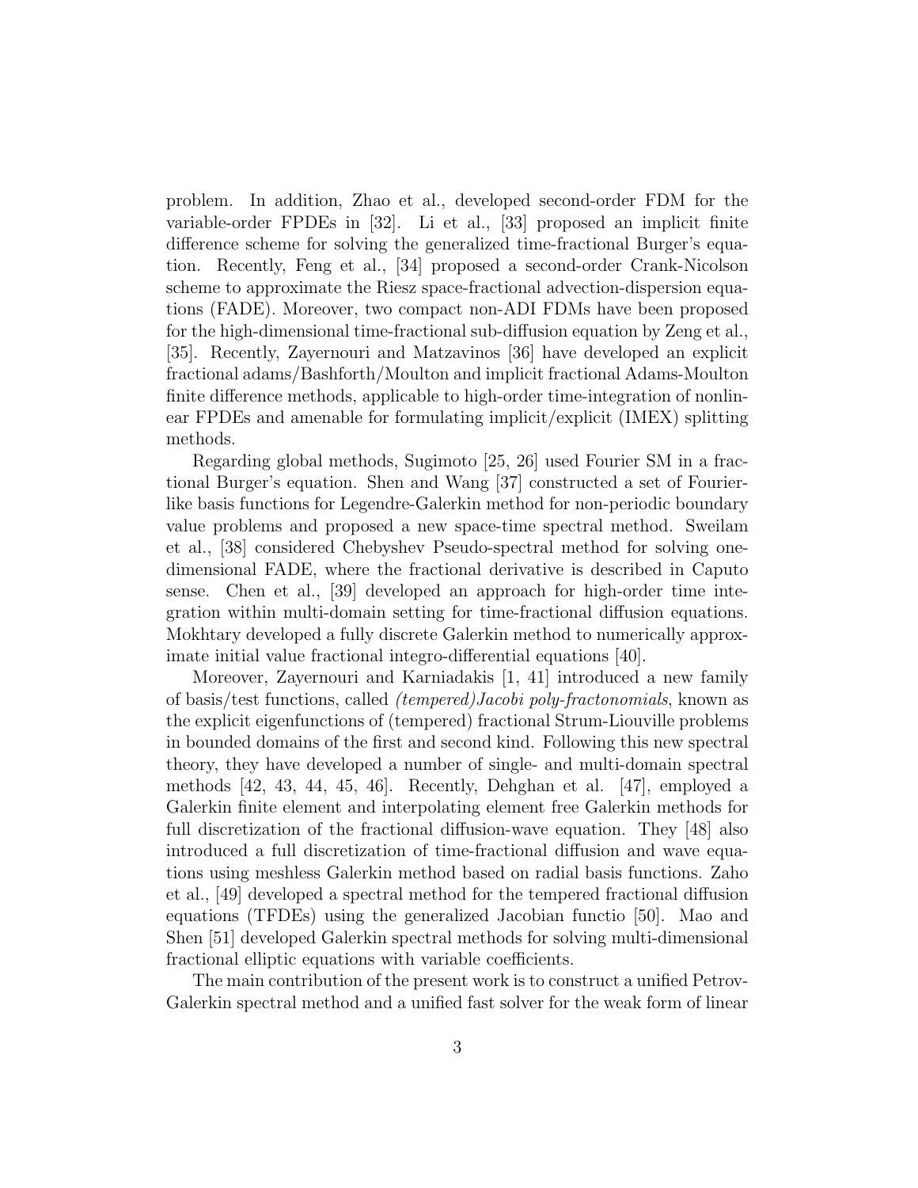problem. In addition, Zhao et al., developed second-order FDM for the variable-order FPDEs in [32]. Li et al., [33] proposed an implicit finite difference scheme for solving the generalized time-fractional Burger's equation. Recently, Feng et al., [34] proposed a second-order Crank-Nicolson scheme to approximate the Riesz space-fractional advection-dispersion equations (FADE). Moreover, two compact non-ADI FDMs have been proposed for the high-dimensional time-fractional sub-diffusion equation by Zeng et al., [35]. Recently, Zayernouri and Matzavinos [36] have developed an explicit fractional adams/Bashforth/Moulton and implicit fractional Adams-Moulton finite difference methods, applicable to high-order time-integration of nonlinear FPDEs and amenable for formulating implicit/explicit (IMEX) splitting methods.

Regarding global methods, Sugimoto [25, 26] used Fourier SM in a fractional Burger's equation. Shen and Wang [37] constructed a set of Fourier-like basis functions for Legendre-Galerkin method for non-periodic boundary value problems and proposed a new space-time spectral method. Sweilam et al., [38] considered Chebyshev Pseudo-spectral method for solving one-dimensional FADE, where the fractional derivative is described in Caputo sense. Chen et al., [39] developed an approach for high-order time integration within multi-domain setting for time-fractional diffusion equations. Mokhtary developed a fully discrete Galerkin method to numerically approximate initial value fractional integro-differential equations [40].

Moreover, Zayernouri and Karniadakis [1, 41] introduced a new family of basis/test functions, called *(tempered)Jacobi poly-fractonomials*, known as the explicit eigenfunctions of (tempered) fractional Strum-Liouville problems in bounded domains of the first and second kind. Following this new spectral theory, they have developed a number of single- and multi-domain spectral methods [42, 43, 44, 45, 46]. Recently, Dehghan et al. [47], employed a Galerkin finite element and interpolating element free Galerkin methods for full discretization of the fractional diffusion-wave equation. They [48] also introduced a full discretization of time-fractional diffusion and wave equations using meshless Galerkin method based on radial basis functions. Zaho et al., [49] developed a spectral method for the tempered fractional diffusion equations (TFDEs) using the generalized Jacobian functio [50]. Mao and Shen [51] developed Galerkin spectral methods for solving multi-dimensional fractional elliptic equations with variable coefficients.

The main contribution of the present work is to construct a unified Petrov-Galerkin spectral method and a unified fast solver for the weak form of linear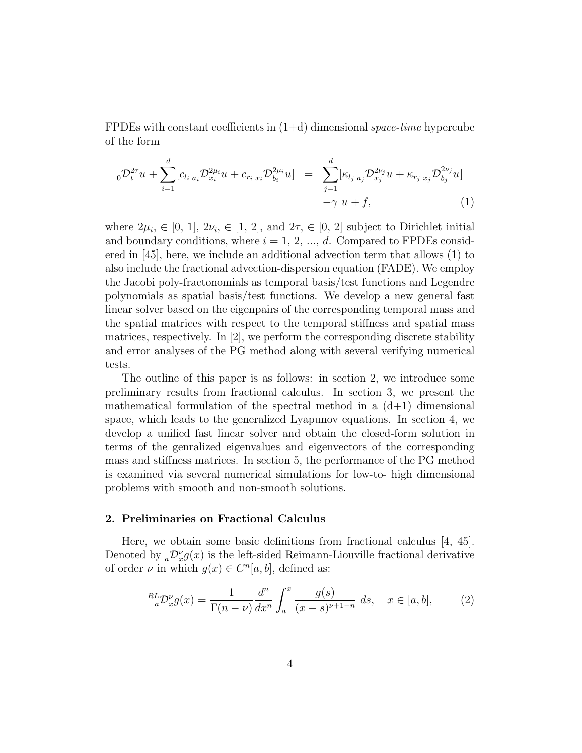FPDEs with constant coefficients in (1+d) dimensional *space-time* hypercube of the form

$$
\begin{aligned}
{}_0\mathcal{D}_t^{2\tau} u + \sum_{i=1}^{d} [c_{l_i}\, {}_{a_i}\mathcal{D}_{x_i}^{2\mu_i} u + c_{r_i}\, {}_{x_i}\mathcal{D}_{b_i}^{2\mu_i} u] &= \sum_{j=1}^{d} [\kappa_{l_j}\, {}_{a_j}\mathcal{D}_{x_j}^{2\nu_j} u + \kappa_{r_j}\, {}_{x_j}\mathcal{D}_{b_j}^{2\nu_j} u] \\
&\quad -\gamma\ u + f,
\end{aligned} \tag{1}
$$

where $2\mu_i, \in [0, 1]$, $2\nu_i, \in [1, 2]$, and $2\tau, \in [0, 2]$ subject to Dirichlet initial and boundary conditions, where $i = 1, 2, ..., d$. Compared to FPDEs considered in [45], here, we include an additional advection term that allows (1) to also include the fractional advection-dispersion equation (FADE). We employ the Jacobi poly-fractonomials as temporal basis/test functions and Legendre polynomials as spatial basis/test functions. We develop a new general fast linear solver based on the eigenpairs of the corresponding temporal mass and the spatial matrices with respect to the temporal stiffness and spatial mass matrices, respectively. In [2], we perform the corresponding discrete stability and error analyses of the PG method along with several verifying numerical tests.

The outline of this paper is as follows: in section 2, we introduce some preliminary results from fractional calculus. In section 3, we present the mathematical formulation of the spectral method in a (d+1) dimensional space, which leads to the generalized Lyapunov equations. In section 4, we develop a unified fast linear solver and obtain the closed-form solution in terms of the genralized eigenvalues and eigenvectors of the corresponding mass and stiffness matrices. In section 5, the performance of the PG method is examined via several numerical simulations for low-to- high dimensional problems with smooth and non-smooth solutions.

## 2. Preliminaries on Fractional Calculus

Here, we obtain some basic definitions from fractional calculus [4, 45]. Denoted by ${}_a\mathcal{D}_x^{\nu} g(x)$ is the left-sided Reimann-Liouville fractional derivative of order $\nu$ in which $g(x) \in C^n[a, b]$, defined as:

$$
{}^{RL}_{\ a}\mathcal{D}_x^{\nu} g(x) = \frac{1}{\Gamma(n-\nu)} \frac{d^n}{dx^n} \int_a^x \frac{g(s)}{(x-s)^{\nu+1-n}}\ ds, \quad x \in [a, b], \tag{2}
$$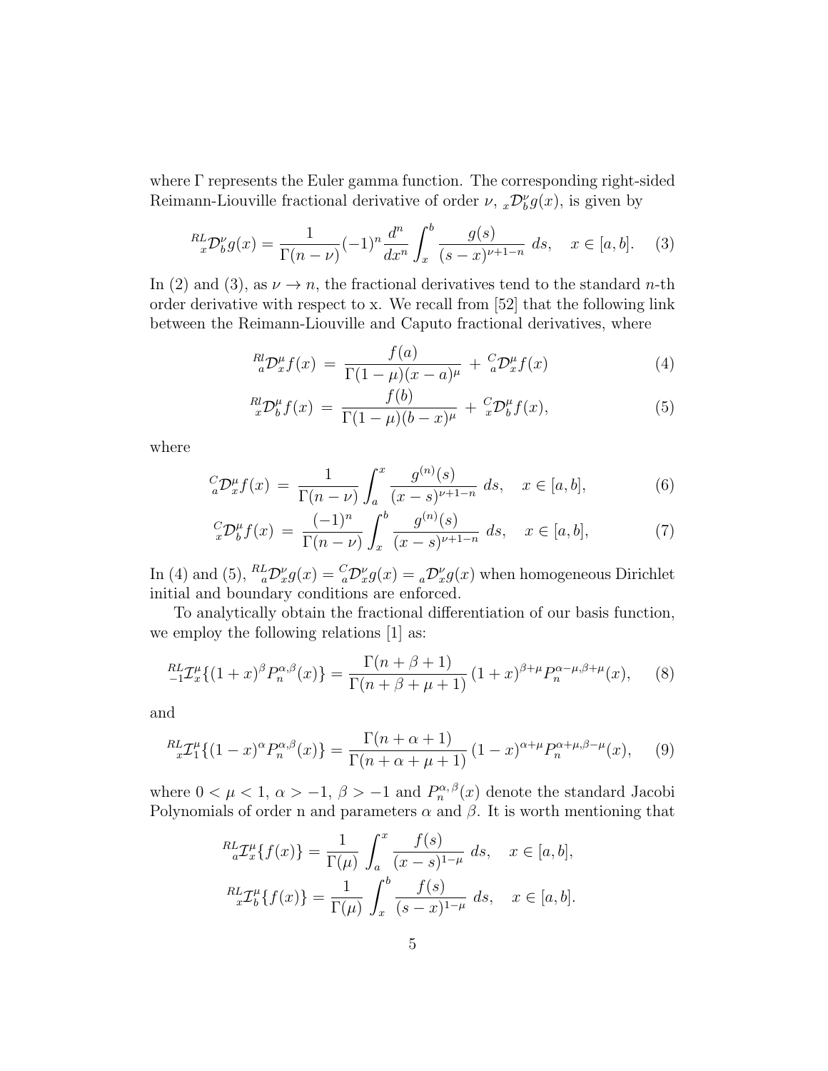where $\Gamma$ represents the Euler gamma function. The corresponding right-sided Reimann-Liouville fractional derivative of order $\nu$, ${}_{x}\mathcal{D}_{b}^{\nu}g(x)$, is given by

$$
{}^{RL}_{\;\;x}\mathcal{D}_{b}^{\nu}g(x) = \frac{1}{\Gamma(n-\nu)}(-1)^{n}\frac{d^{n}}{dx^{n}}\int_{x}^{b}\frac{g(s)}{(s-x)^{\nu+1-n}}\,ds, \quad x\in[a,b]. \tag{3}
$$

In (2) and (3), as $\nu \to n$, the fractional derivatives tend to the standard $n$-th order derivative with respect to x. We recall from [52] that the following link between the Reimann-Liouville and Caputo fractional derivatives, where

$$
{}^{Rl}_{\;\;a}\mathcal{D}_{x}^{\mu}f(x) \;=\; \frac{f(a)}{\Gamma(1-\mu)(x-a)^{\mu}} \;+\; {}^{C}_{a}\mathcal{D}_{x}^{\mu}f(x) \tag{4}
$$

$$
{}^{Rl}_{\;\;x}\mathcal{D}_{b}^{\mu}f(x) \;=\; \frac{f(b)}{\Gamma(1-\mu)(b-x)^{\mu}} \;+\; {}^{C}_{x}\mathcal{D}_{b}^{\mu}f(x), \tag{5}
$$

where

$$
{}^{C}_{a}\mathcal{D}_{x}^{\mu}f(x) \;=\; \frac{1}{\Gamma(n-\nu)}\int_{a}^{x}\frac{g^{(n)}(s)}{(x-s)^{\nu+1-n}}\,ds, \quad x\in[a,b], \tag{6}
$$

$$
{}^{C}_{x}\mathcal{D}_{b}^{\mu}f(x) \;=\; \frac{(-1)^{n}}{\Gamma(n-\nu)}\int_{x}^{b}\frac{g^{(n)}(s)}{(x-s)^{\nu+1-n}}\,ds, \quad x\in[a,b], \tag{7}
$$

In (4) and (5), ${}^{RL}_{\;\;a}\mathcal{D}_{x}^{\nu}g(x) = {}^{C}_{a}\mathcal{D}_{x}^{\nu}g(x) = {}_{a}\mathcal{D}_{x}^{\nu}g(x)$ when homogeneous Dirichlet initial and boundary conditions are enforced.

To analytically obtain the fractional differentiation of our basis function, we employ the following relations [1] as:

$$
{}^{RL}_{\;-1}\mathcal{I}_{x}^{\mu}\{(1+x)^{\beta}P_{n}^{\alpha,\beta}(x)\} = \frac{\Gamma(n+\beta+1)}{\Gamma(n+\beta+\mu+1)}\,(1+x)^{\beta+\mu}P_{n}^{\alpha-\mu,\beta+\mu}(x), \tag{8}
$$

and

$$
{}^{RL}_{\;\;x}\mathcal{I}_{1}^{\mu}\{(1-x)^{\alpha}P_{n}^{\alpha,\beta}(x)\} = \frac{\Gamma(n+\alpha+1)}{\Gamma(n+\alpha+\mu+1)}\,(1-x)^{\alpha+\mu}P_{n}^{\alpha+\mu,\beta-\mu}(x), \tag{9}
$$

where $0<\mu<1$, $\alpha>-1$, $\beta>-1$ and $P_{n}^{\alpha,\beta}(x)$ denote the standard Jacobi Polynomials of order n and parameters $\alpha$ and $\beta$. It is worth mentioning that

$$
{}^{RL}_{\;\;a}\mathcal{I}_{x}^{\mu}\{f(x)\} = \frac{1}{\Gamma(\mu)}\int_{a}^{x}\frac{f(s)}{(x-s)^{1-\mu}}\,ds, \quad x\in[a,b],
$$

$$
{}^{RL}_{\;\;x}\mathcal{I}_{b}^{\mu}\{f(x)\} = \frac{1}{\Gamma(\mu)}\int_{x}^{b}\frac{f(s)}{(s-x)^{1-\mu}}\,ds, \quad x\in[a,b].
$$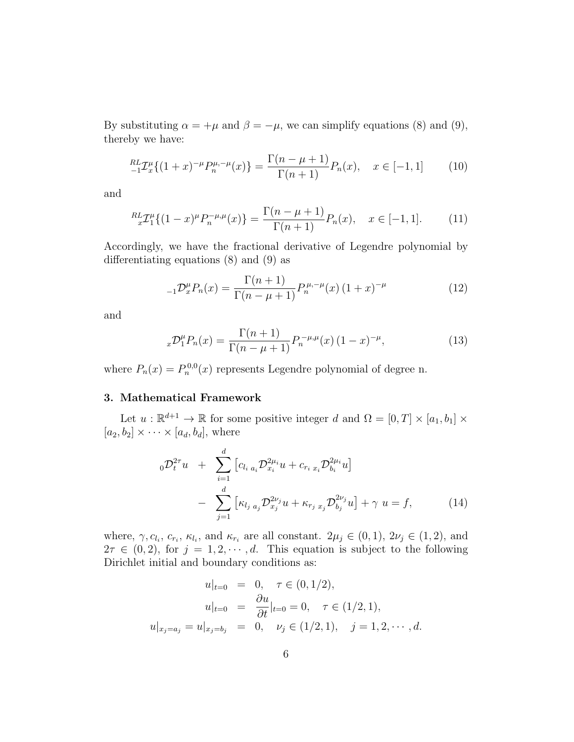By substituting $\alpha = +\mu$ and $\beta = -\mu$, we can simplify equations (8) and (9), thereby we have:

$$
{}^{RL}_{-1}\mathcal{I}^{\mu}_{x}\{(1+x)^{-\mu} P_n^{\mu,-\mu}(x)\} = \frac{\Gamma(n-\mu+1)}{\Gamma(n+1)} P_n(x), \quad x \in [-1,1] \tag{10}
$$

and

$$
{}^{RL}_{x}\mathcal{I}^{\mu}_{1}\{(1-x)^{\mu} P_n^{-\mu,\mu}(x)\} = \frac{\Gamma(n-\mu+1)}{\Gamma(n+1)} P_n(x), \quad x \in [-1,1]. \tag{11}
$$

Accordingly, we have the fractional derivative of Legendre polynomial by differentiating equations (8) and (9) as

$$
{}_{-1}\mathcal{D}^{\mu}_{x} P_n(x) = \frac{\Gamma(n+1)}{\Gamma(n-\mu+1)} P_n^{\mu,-\mu}(x)\,(1+x)^{-\mu} \tag{12}
$$

and

$$
{}_{x}\mathcal{D}^{\mu}_{1} P_n(x) = \frac{\Gamma(n+1)}{\Gamma(n-\mu+1)} P_n^{-\mu,\mu}(x)\,(1-x)^{-\mu}, \tag{13}
$$

where $P_n(x) = P_n^{0,0}(x)$ represents Legendre polynomial of degree n.

### 3. Mathematical Framework

Let $u : \mathbb{R}^{d+1} \rightarrow \mathbb{R}$ for some positive integer $d$ and $\Omega = [0,T] \times [a_1,b_1] \times [a_2,b_2] \times \cdots \times [a_d,b_d]$, where

$$
\begin{aligned}
{}_{0}\mathcal{D}^{2\tau}_{t} u \;\; &+ \;\; \sum_{i=1}^{d} \left[ c_{l_i}\, {}_{a_i}\mathcal{D}^{2\mu_i}_{x_i} u + c_{r_i}\, {}_{x_i}\mathcal{D}^{2\mu_i}_{b_i} u \right] \\
&- \;\; \sum_{j=1}^{d} \left[ \kappa_{l_j}\, {}_{a_j}\mathcal{D}^{2\nu_j}_{x_j} u + \kappa_{r_j}\, {}_{x_j}\mathcal{D}^{2\nu_j}_{b_j} u \right] + \gamma\; u = f,
\end{aligned} \tag{14}
$$

where, $\gamma, c_{l_i}, c_{r_i}, \kappa_{l_i}$, and $\kappa_{r_i}$ are all constant. $2\mu_j \in (0,1)$, $2\nu_j \in (1,2)$, and $2\tau \in (0,2)$, for $j = 1,2,\cdots,d$. This equation is subject to the following Dirichlet initial and boundary conditions as:

$$
\begin{aligned}
u|_{t=0} &= 0, \quad \tau \in (0,1/2), \\
u|_{t=0} &= \frac{\partial u}{\partial t}|_{t=0} = 0, \quad \tau \in (1/2,1), \\
u|_{x_j=a_j} = u|_{x_j=b_j} &= 0, \quad \nu_j \in (1/2,1), \quad j = 1,2,\cdots,d.
\end{aligned}
$$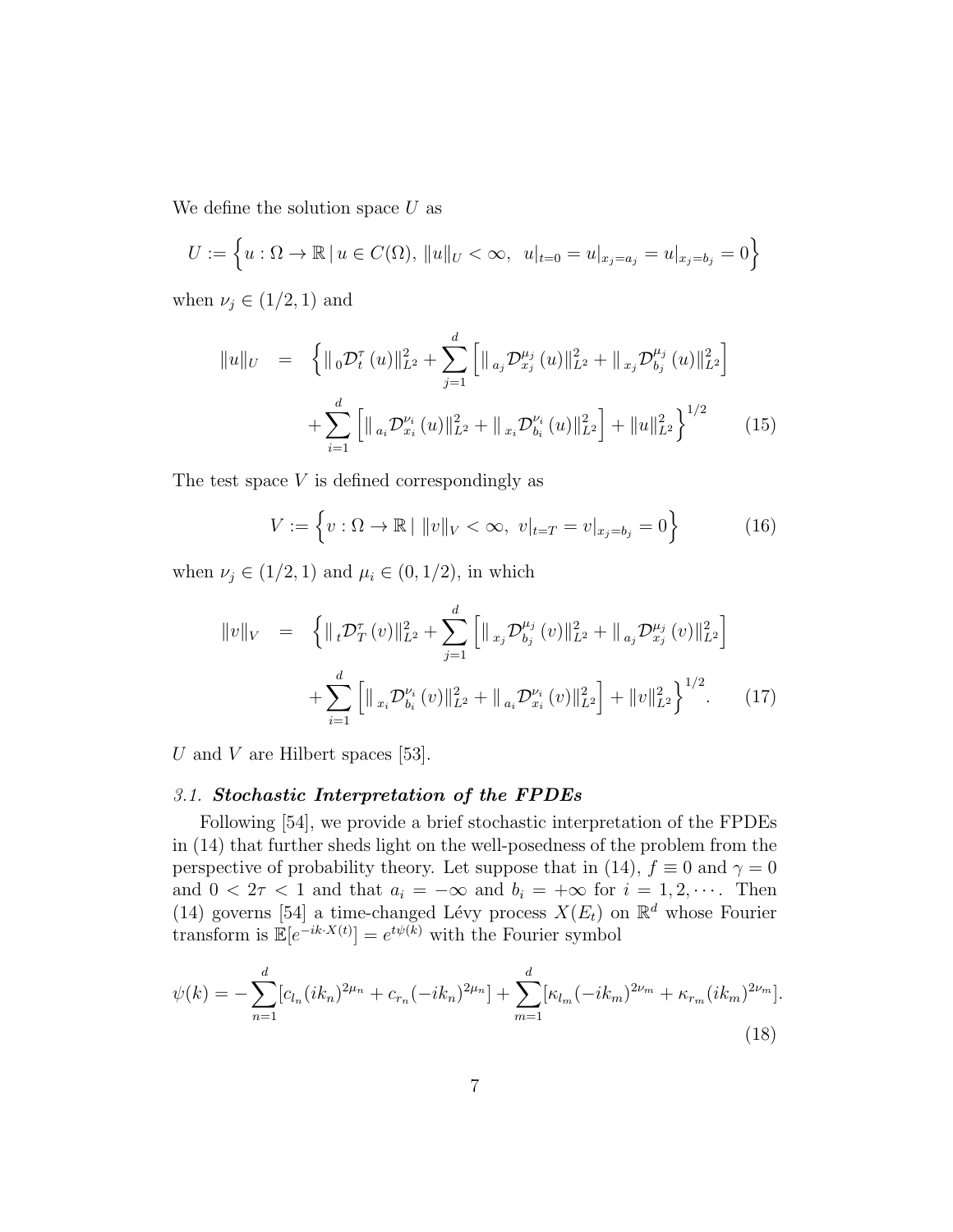We define the solution space $U$ as

$$U := \Big\{ u : \Omega \to \mathbb{R} \,|\, u \in C(\Omega),\ \|u\|_U < \infty,\ \ u|_{t=0} = u|_{x_j=a_j} = u|_{x_j=b_j} = 0 \Big\}$$

when $\nu_j \in (1/2, 1)$ and

$$\begin{aligned} \|u\|_U \;\; &= \;\; \Big\{ \|\, {}_0\mathcal{D}_t^{\tau}\,(u)\|_{L^2}^2 + \sum_{j=1}^{d} \Big[ \|\, {}_{a_j}\mathcal{D}_{x_j}^{\mu_j}\,(u)\|_{L^2}^2 + \|\, {}_{x_j}\mathcal{D}_{b_j}^{\mu_j}\,(u)\|_{L^2}^2 \Big] \\ &\quad + \sum_{i=1}^{d} \Big[ \|\, {}_{a_i}\mathcal{D}_{x_i}^{\nu_i}\,(u)\|_{L^2}^2 + \|\, {}_{x_i}\mathcal{D}_{b_i}^{\nu_i}\,(u)\|_{L^2}^2 \Big] + \|u\|_{L^2}^2 \Big\}^{1/2} \qquad (15) \end{aligned}$$

The test space $V$ is defined correspondingly as

$$V := \Big\{ v : \Omega \to \mathbb{R} \,|\ \|v\|_V < \infty,\ v|_{t=T} = v|_{x_j=b_j} = 0 \Big\} \qquad (16)$$

when $\nu_j \in (1/2, 1)$ and $\mu_i \in (0, 1/2)$, in which

$$\begin{aligned} \|v\|_V \;\; &= \;\; \Big\{ \|\, {}_t\mathcal{D}_T^{\tau}\,(v)\|_{L^2}^2 + \sum_{j=1}^{d} \Big[ \|\, {}_{x_j}\mathcal{D}_{b_j}^{\mu_j}\,(v)\|_{L^2}^2 + \|\, {}_{a_j}\mathcal{D}_{x_j}^{\mu_j}\,(v)\|_{L^2}^2 \Big] \\ &\quad + \sum_{i=1}^{d} \Big[ \|\, {}_{x_i}\mathcal{D}_{b_i}^{\nu_i}\,(v)\|_{L^2}^2 + \|\, {}_{a_i}\mathcal{D}_{x_i}^{\nu_i}\,(v)\|_{L^2}^2 \Big] + \|v\|_{L^2}^2 \Big\}^{1/2}. \qquad (17) \end{aligned}$$

$U$ and $V$ are Hilbert spaces [53].

### 3.1. ***Stochastic Interpretation of the FPDEs***

Following [54], we provide a brief stochastic interpretation of the FPDEs in (14) that further sheds light on the well-posedness of the problem from the perspective of probability theory. Let suppose that in (14), $f \equiv 0$ and $\gamma = 0$ and $0 < 2\tau < 1$ and that $a_i = -\infty$ and $b_i = +\infty$ for $i = 1, 2, \cdots$. Then (14) governs [54] a time-changed Lévy process $X(E_t)$ on $\mathbb{R}^d$ whose Fourier transform is $\mathbb{E}[e^{-ik\cdot X(t)}] = e^{t\psi(k)}$ with the Fourier symbol

$$\psi(k) = -\sum_{n=1}^{d} [c_{l_n}(ik_n)^{2\mu_n} + c_{r_n}(-ik_n)^{2\mu_n}] + \sum_{m=1}^{d} [\kappa_{l_m}(-ik_m)^{2\nu_m} + \kappa_{r_m}(ik_m)^{2\nu_m}]. \qquad (18)$$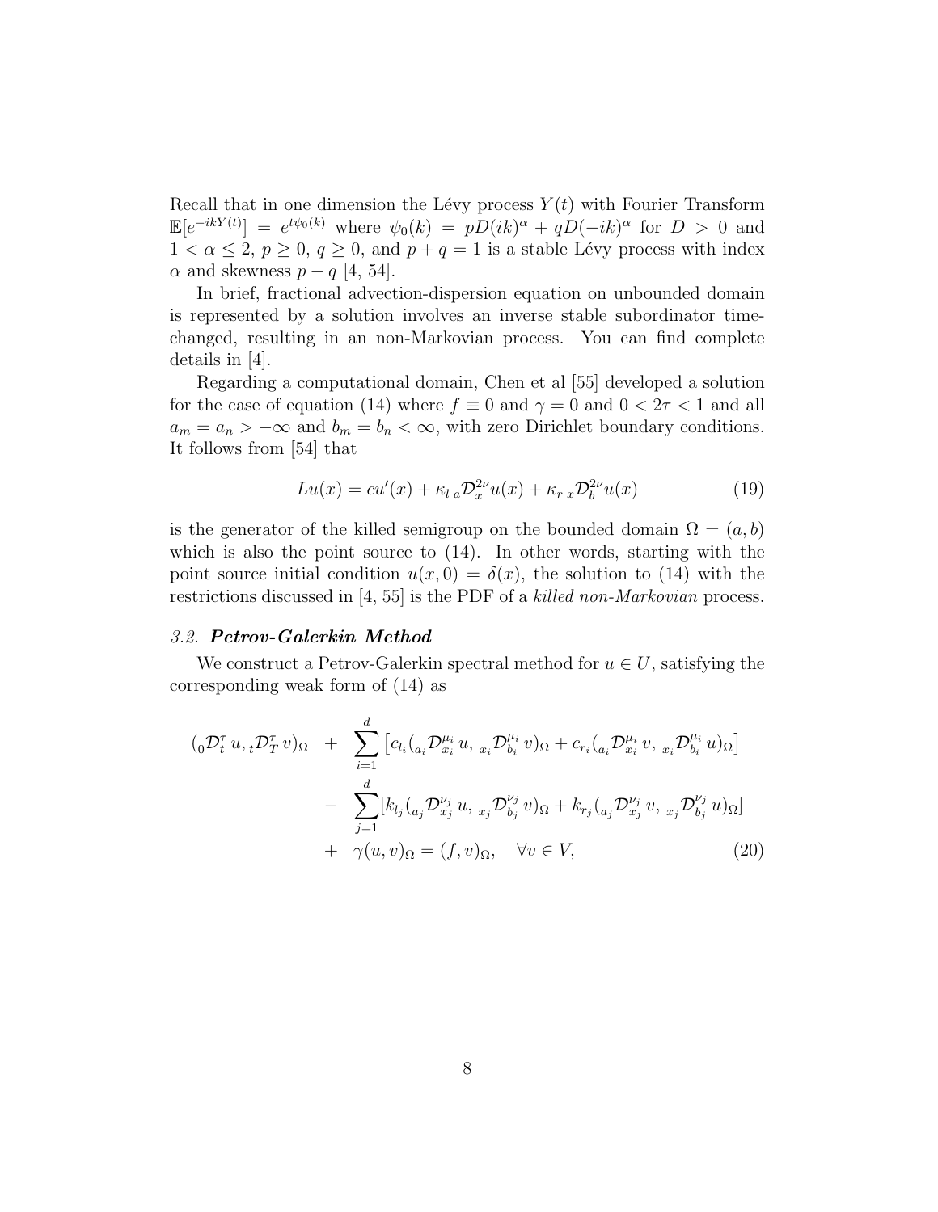Recall that in one dimension the Lévy process $Y(t)$ with Fourier Transform $\mathbb{E}[e^{-ikY(t)}] = e^{t\psi_0(k)}$ where $\psi_0(k) = pD(ik)^\alpha + qD(-ik)^\alpha$ for $D > 0$ and $1 < \alpha \leq 2$, $p \geq 0$, $q \geq 0$, and $p + q = 1$ is a stable Lévy process with index $\alpha$ and skewness $p - q$ [4, 54].

In brief, fractional advection-dispersion equation on unbounded domain is represented by a solution involves an inverse stable subordinator time-changed, resulting in an non-Markovian process. You can find complete details in [4].

Regarding a computational domain, Chen et al [55] developed a solution for the case of equation (14) where $f \equiv 0$ and $\gamma = 0$ and $0 < 2\tau < 1$ and all $a_m = a_n > -\infty$ and $b_m = b_n < \infty$, with zero Dirichlet boundary conditions. It follows from [54] that

$$Lu(x) = cu'(x) + \kappa_l \, {}_a\mathcal{D}_x^{2\nu} u(x) + \kappa_r \, {}_x\mathcal{D}_b^{2\nu} u(x) \tag{19}$$

is the generator of the killed semigroup on the bounded domain $\Omega = (a, b)$ which is also the point source to (14). In other words, starting with the point source initial condition $u(x, 0) = \delta(x)$, the solution to (14) with the restrictions discussed in [4, 55] is the PDF of a *killed non-Markovian* process.

### 3.2. *Petrov-Galerkin Method*

We construct a Petrov-Galerkin spectral method for $u \in U$, satisfying the corresponding weak form of (14) as

$$\begin{aligned}
({}_0\mathcal{D}_t^{\tau}\, u, {}_t\mathcal{D}_T^{\tau}\, v)_\Omega \;&+\; \sum_{i=1}^{d} \left[ c_{l_i} ({}_{a_i}\mathcal{D}_{x_i}^{\mu_i}\, u,\, {}_{x_i}\mathcal{D}_{b_i}^{\mu_i}\, v)_\Omega + c_{r_i} ({}_{a_i}\mathcal{D}_{x_i}^{\mu_i}\, v,\, {}_{x_i}\mathcal{D}_{b_i}^{\mu_i}\, u)_\Omega \right] \\
&-\; \sum_{j=1}^{d} [k_{l_j} ({}_{a_j}\mathcal{D}_{x_j}^{\nu_j}\, u,\, {}_{x_j}\mathcal{D}_{b_j}^{\nu_j}\, v)_\Omega + k_{r_j} ({}_{a_j}\mathcal{D}_{x_j}^{\nu_j}\, v,\, {}_{x_j}\mathcal{D}_{b_j}^{\nu_j}\, u)_\Omega] \\
&+\; \gamma(u, v)_\Omega = (f, v)_\Omega, \quad \forall v \in V,
\end{aligned} \tag{20}$$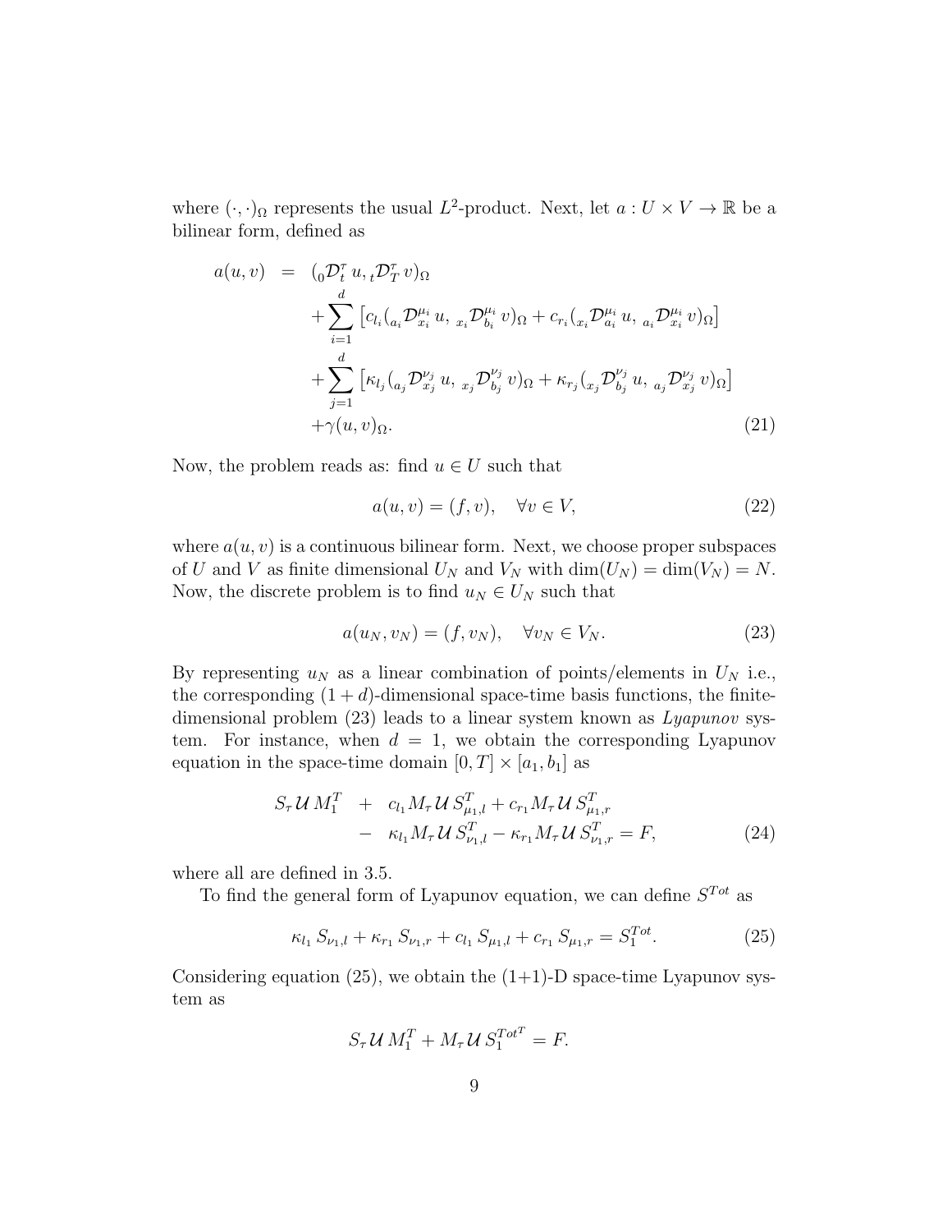where $(\cdot,\cdot)_\Omega$ represents the usual $L^2$-product. Next, let $a : U \times V \to \mathbb{R}$ be a bilinear form, defined as

$$
\begin{aligned}
a(u,v) \;=\;& ({}_{0}\mathcal{D}_{t}^{\tau}\, u, {}_{t}\mathcal{D}_{T}^{\tau}\, v)_\Omega \\
&+ \sum_{i=1}^{d} \left[ c_{l_i} ({}_{a_i}\mathcal{D}_{x_i}^{\mu_i}\, u,\; {}_{x_i}\mathcal{D}_{b_i}^{\mu_i}\, v)_\Omega + c_{r_i} ({}_{x_i}\mathcal{D}_{a_i}^{\mu_i}\, u,\; {}_{a_i}\mathcal{D}_{x_i}^{\mu_i}\, v)_\Omega \right] \\
&+ \sum_{j=1}^{d} \left[ \kappa_{l_j} ({}_{a_j}\mathcal{D}_{x_j}^{\nu_j}\, u,\; {}_{x_j}\mathcal{D}_{b_j}^{\nu_j}\, v)_\Omega + \kappa_{r_j} ({}_{x_j}\mathcal{D}_{b_j}^{\nu_j}\, u,\; {}_{a_j}\mathcal{D}_{x_j}^{\nu_j}\, v)_\Omega \right] \\
&+ \gamma (u,v)_\Omega.
\end{aligned}
\tag{21}
$$

Now, the problem reads as: find $u \in U$ such that

$$
a(u,v) = (f,v), \quad \forall v \in V, \tag{22}
$$

where $a(u,v)$ is a continuous bilinear form. Next, we choose proper subspaces of $U$ and $V$ as finite dimensional $U_N$ and $V_N$ with $\dim(U_N) = \dim(V_N) = N$. Now, the discrete problem is to find $u_N \in U_N$ such that

$$
a(u_N, v_N) = (f, v_N), \quad \forall v_N \in V_N. \tag{23}
$$

By representing $u_N$ as a linear combination of points/elements in $U_N$ i.e., the corresponding $(1+d)$-dimensional space-time basis functions, the finite-dimensional problem (23) leads to a linear system known as *Lyapunov* system. For instance, when $d = 1$, we obtain the corresponding Lyapunov equation in the space-time domain $[0,T] \times [a_1, b_1]$ as

$$
\begin{aligned}
S_\tau\, \mathcal{U}\, M_1^T \;&+\; c_{l_1} M_\tau\, \mathcal{U}\, S_{\mu_1,l}^T + c_{r_1} M_\tau\, \mathcal{U}\, S_{\mu_1,r}^T \\
&-\; \kappa_{l_1} M_\tau\, \mathcal{U}\, S_{\nu_1,l}^T - \kappa_{r_1} M_\tau\, \mathcal{U}\, S_{\nu_1,r}^T = F,
\end{aligned}
\tag{24}
$$

where all are defined in 3.5.

To find the general form of Lyapunov equation, we can define $S^{Tot}$ as

$$
\kappa_{l_1} S_{\nu_1,l} + \kappa_{r_1} S_{\nu_1,r} + c_{l_1} S_{\mu_1,l} + c_{r_1} S_{\mu_1,r} = S_1^{Tot}. \tag{25}
$$

Considering equation (25), we obtain the (1+1)-D space-time Lyapunov system as

$$
S_\tau\, \mathcal{U}\, M_1^T + M_\tau\, \mathcal{U}\, S_1^{Tot^T} = F.
$$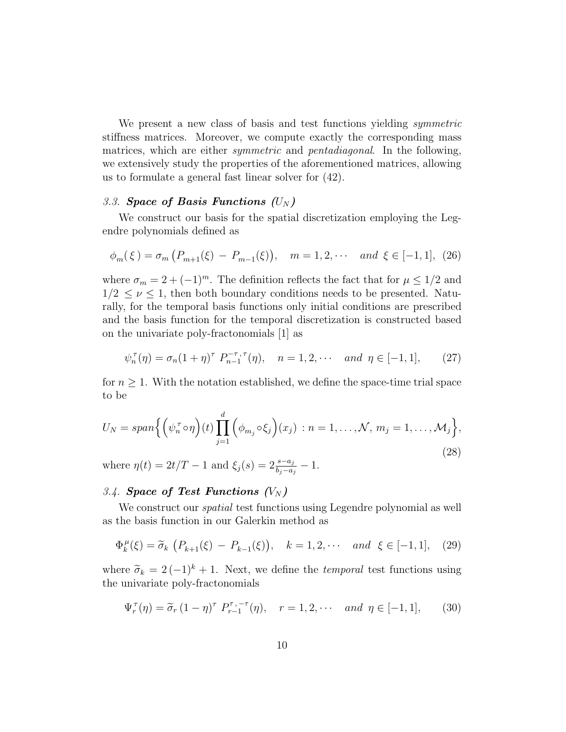We present a new class of basis and test functions yielding *symmetric* stiffness matrices. Moreover, we compute exactly the corresponding mass matrices, which are either *symmetric* and *pentadiagonal*. In the following, we extensively study the properties of the aforementioned matrices, allowing us to formulate a general fast linear solver for (42).

### *3.3.* ***Space of Basis Functions ($U_N$)***

We construct our basis for the spatial discretization employing the Legendre polynomials defined as

$$\phi_m(\,\xi\,) = \sigma_m \left(P_{m+1}(\xi) \,-\, P_{m-1}(\xi)\right), \quad m = 1, 2, \cdots \quad \textit{and} \;\; \xi \in [-1, 1], \tag{26}$$

where $\sigma_m = 2 + (-1)^m$. The definition reflects the fact that for $\mu \leq 1/2$ and $1/2 \leq \nu \leq 1$, then both boundary conditions needs to be presented. Naturally, for the temporal basis functions only initial conditions are prescribed and the basis function for the temporal discretization is constructed based on the univariate poly-fractonomials [1] as

$$\psi^{\,\tau}_n(\eta) = \sigma_n (1+\eta)^{\tau} \; P^{-\tau\,,\,\tau}_{n-1}(\eta), \quad n = 1, 2, \cdots \quad \textit{and} \;\; \eta \in [-1, 1], \tag{27}$$

for $n \geq 1$. With the notation established, we define the space-time trial space to be

$$U_N = span\Big\{ \Big(\psi^{\,\tau}_n \circ \eta\Big)(t) \prod_{j=1}^{d} \Big(\phi_{m_j} \circ \xi_j\Big)(x_j) \; : n = 1, \ldots, \mathcal{N}, \, m_j = 1, \ldots, \mathcal{M}_j \Big\}, \tag{28}$$

where $\eta(t) = 2t/T - 1$ and $\xi_j(s) = 2\frac{s-a_j}{b_j-a_j} - 1$.

### *3.4.* ***Space of Test Functions ($V_N$)***

We construct our *spatial* test functions using Legendre polynomial as well as the basis function in our Galerkin method as

$$\Phi^{\mu}_k(\xi) = \widetilde{\sigma}_k \, \left(P_{k+1}(\xi) \,-\, P_{k-1}(\xi)\right), \quad k = 1, 2, \cdots \quad \textit{and} \;\; \xi \in [-1, 1], \tag{29}$$

where $\widetilde{\sigma}_k = 2\,(-1)^k + 1$. Next, we define the *temporal* test functions using the univariate poly-fractonomials

$$\Psi^{\tau}_r(\eta) = \widetilde{\sigma}_r \, (1-\eta)^{\tau} \; P^{\tau\,,\,-\tau}_{r-1}(\eta), \quad r = 1, 2, \cdots \quad \textit{and} \;\; \eta \in [-1, 1], \tag{30}$$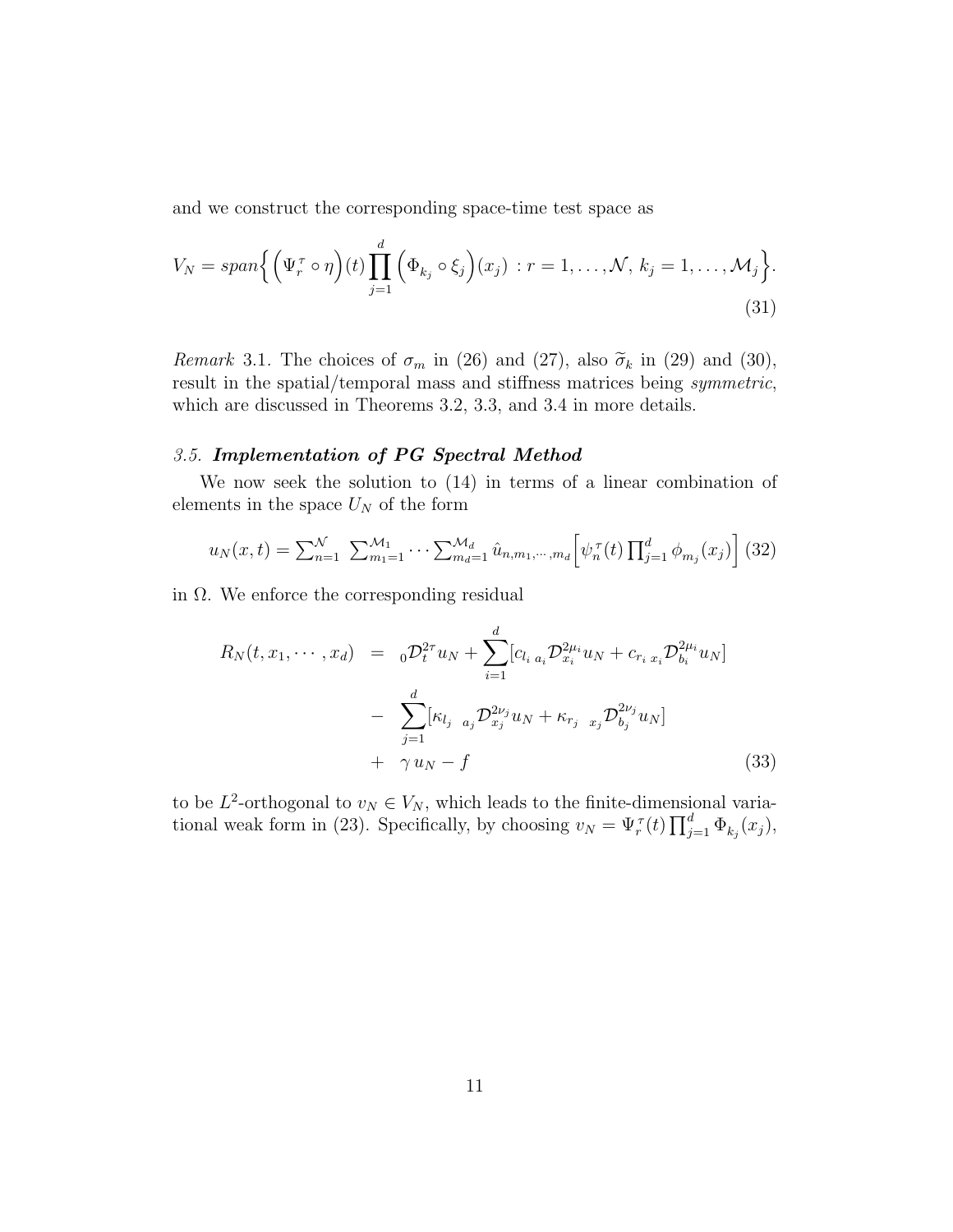and we construct the corresponding space-time test space as

$$
V_N = span\Big\{ \Big(\Psi_r^{\tau} \circ \eta\Big)(t) \prod_{j=1}^{d} \Big(\Phi_{k_j} \circ \xi_j\Big)(x_j) \; : r = 1, \dots, \mathcal{N}, \; k_j = 1, \dots, \mathcal{M}_j \Big\}. \tag{31}
$$

*Remark* 3.1. The choices of $\sigma_m$ in (26) and (27), also $\widetilde{\sigma}_k$ in (29) and (30), result in the spatial/temporal mass and stiffness matrices being *symmetric*, which are discussed in Theorems 3.2, 3.3, and 3.4 in more details.

### *3.5. Implementation of PG Spectral Method*

We now seek the solution to (14) in terms of a linear combination of elements in the space $U_N$ of the form

$$
u_N(x,t) = \sum_{n=1}^{\mathcal{N}} \; \sum_{m_1=1}^{\mathcal{M}_1} \cdots \sum_{m_d=1}^{\mathcal{M}_d} \hat{u}_{n,m_1,\cdots,m_d} \Big[ \psi_n^{\tau}(t) \prod_{j=1}^{d} \phi_{m_j}(x_j) \Big] \tag{32}
$$

in $\Omega$. We enforce the corresponding residual

$$
\begin{aligned}
R_N(t, x_1, \cdots, x_d) &= {}_0\mathcal{D}_t^{2\tau} u_N + \sum_{i=1}^{d} [c_{l_i} \, {}_{a_i}\mathcal{D}_{x_i}^{2\mu_i} u_N + c_{r_i} \, {}_{x_i}\mathcal{D}_{b_i}^{2\mu_i} u_N] \\
&- \sum_{j=1}^{d} [\kappa_{l_j} \, {}_{a_j}\mathcal{D}_{x_j}^{2\nu_j} u_N + \kappa_{r_j} \, {}_{x_j}\mathcal{D}_{b_j}^{2\nu_j} u_N] \\
&+ \gamma \, u_N - f
\end{aligned} \tag{33}
$$

to be $L^2$-orthogonal to $v_N \in V_N$, which leads to the finite-dimensional variational weak form in (23). Specifically, by choosing $v_N = \Psi_r^{\tau}(t) \prod_{j=1}^{d} \Phi_{k_j}(x_j)$,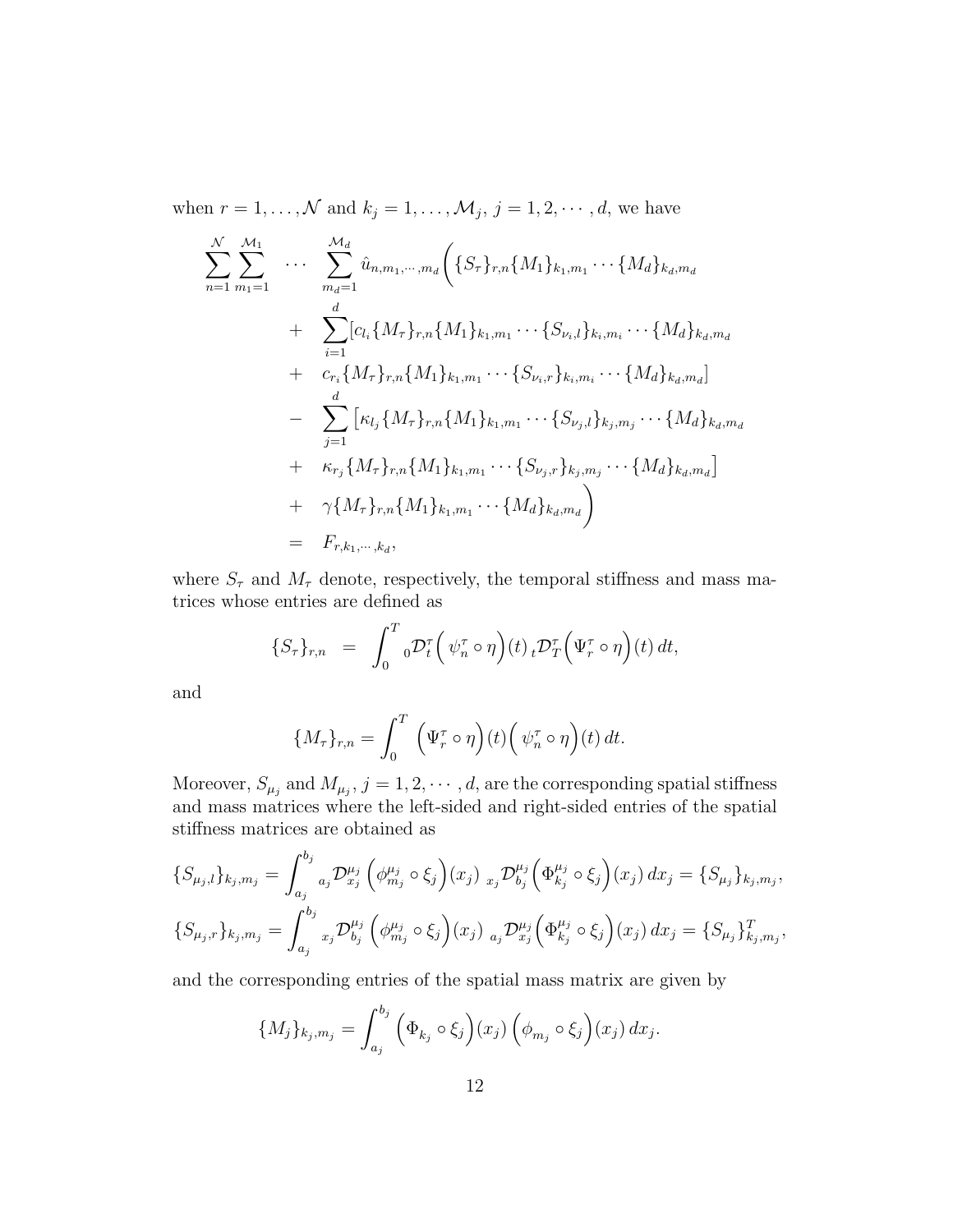when $r = 1, \dots, \mathcal{N}$ and $k_j = 1, \dots, \mathcal{M}_j$, $j = 1, 2, \cdots, d$, we have

$$
\begin{aligned}
\sum_{n=1}^{\mathcal{N}} \sum_{m_1=1}^{\mathcal{M}_1} \quad \cdots \quad & \sum_{m_d=1}^{\mathcal{M}_d} \hat{u}_{n,m_1,\cdots,m_d} \Big( \{S_\tau\}_{r,n} \{M_1\}_{k_1,m_1} \cdots \{M_d\}_{k_d,m_d} \\
& + \quad \sum_{i=1}^{d} [c_{l_i} \{M_\tau\}_{r,n} \{M_1\}_{k_1,m_1} \cdots \{S_{\nu_i,l}\}_{k_i,m_i} \cdots \{M_d\}_{k_d,m_d} \\
& + \quad c_{r_i} \{M_\tau\}_{r,n} \{M_1\}_{k_1,m_1} \cdots \{S_{\nu_i,r}\}_{k_i,m_i} \cdots \{M_d\}_{k_d,m_d}] \\
& - \quad \sum_{j=1}^{d} \big[ \kappa_{l_j} \{M_\tau\}_{r,n} \{M_1\}_{k_1,m_1} \cdots \{S_{\nu_j,l}\}_{k_j,m_j} \cdots \{M_d\}_{k_d,m_d} \\
& + \quad \kappa_{r_j} \{M_\tau\}_{r,n} \{M_1\}_{k_1,m_1} \cdots \{S_{\nu_j,r}\}_{k_j,m_j} \cdots \{M_d\}_{k_d,m_d} \big] \\
& + \quad \gamma \{M_\tau\}_{r,n} \{M_1\}_{k_1,m_1} \cdots \{M_d\}_{k_d,m_d} \Big) \\
& = \quad F_{r,k_1,\cdots,k_d},
\end{aligned}
$$

where $S_\tau$ and $M_\tau$ denote, respectively, the temporal stiffness and mass matrices whose entries are defined as

$$
\{S_\tau\}_{r,n} \;=\; \int_0^T {}_0\mathcal{D}_t^\tau \Big( \psi_n^\tau \circ \eta \Big)(t) \, {}_t\mathcal{D}_T^\tau \Big( \Psi_r^\tau \circ \eta \Big)(t) \, dt,
$$

and

$$
\{M_\tau\}_{r,n} = \int_0^T \Big( \Psi_r^\tau \circ \eta \Big)(t) \Big( \psi_n^\tau \circ \eta \Big)(t) \, dt.
$$

Moreover, $S_{\mu_j}$ and $M_{\mu_j}$, $j = 1, 2, \cdots, d$, are the corresponding spatial stiffness and mass matrices where the left-sided and right-sided entries of the spatial stiffness matrices are obtained as

$$
\{S_{\mu_j,l}\}_{k_j,m_j} = \int_{a_j}^{b_j} {}_{a_j}\mathcal{D}_{x_j}^{\mu_j} \Big( \phi_{m_j}^{\mu_j} \circ \xi_j \Big)(x_j) \; {}_{x_j}\mathcal{D}_{b_j}^{\mu_j} \Big( \Phi_{k_j}^{\mu_j} \circ \xi_j \Big)(x_j) \, dx_j = \{S_{\mu_j}\}_{k_j,m_j},
$$

$$
\{S_{\mu_j,r}\}_{k_j,m_j} = \int_{a_j}^{b_j} {}_{x_j}\mathcal{D}_{b_j}^{\mu_j} \Big( \phi_{m_j}^{\mu_j} \circ \xi_j \Big)(x_j) \; {}_{a_j}\mathcal{D}_{x_j}^{\mu_j} \Big( \Phi_{k_j}^{\mu_j} \circ \xi_j \Big)(x_j) \, dx_j = \{S_{\mu_j}\}_{k_j,m_j}^T,
$$

and the corresponding entries of the spatial mass matrix are given by

$$
\{M_j\}_{k_j,m_j} = \int_{a_j}^{b_j} \Big( \Phi_{k_j} \circ \xi_j \Big)(x_j) \, \Big( \phi_{m_j} \circ \xi_j \Big)(x_j) \, dx_j.
$$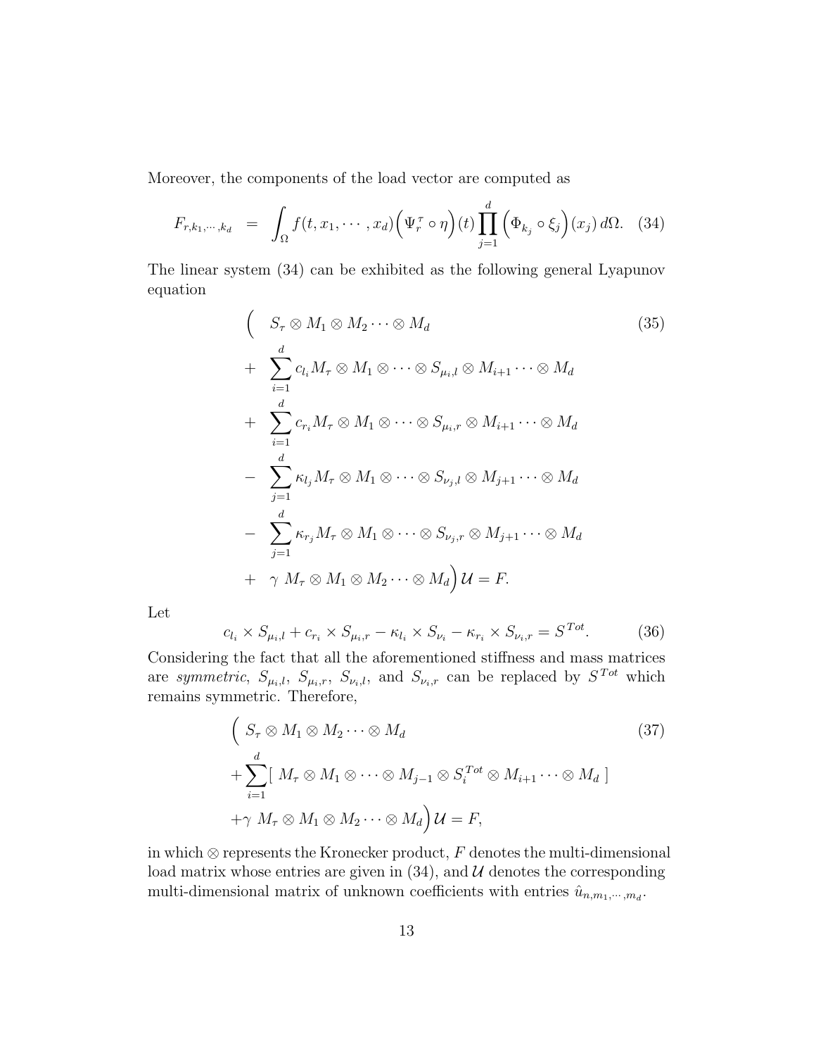Moreover, the components of the load vector are computed as

$$
F_{r,k_1,\cdots,k_d} \;\; = \;\; \int_{\Omega} f(t, x_1, \cdots, x_d)\Big(\Psi_r^{\tau} \circ \eta\Big)(t) \prod_{j=1}^{d} \Big(\Phi_{k_j} \circ \xi_j\Big)(x_j)\, d\Omega. \quad (34)
$$

The linear system (34) can be exhibited as the following general Lyapunov equation

$$
\begin{aligned}
& \Big( \quad S_\tau \otimes M_1 \otimes M_2 \cdots \otimes M_d & (35)\\
& + \quad \sum_{i=1}^{d} c_{l_i} M_\tau \otimes M_1 \otimes \cdots \otimes S_{\mu_i,l} \otimes M_{i+1} \cdots \otimes M_d \\
& + \quad \sum_{i=1}^{d} c_{r_i} M_\tau \otimes M_1 \otimes \cdots \otimes S_{\mu_i,r} \otimes M_{i+1} \cdots \otimes M_d \\
& - \quad \sum_{j=1}^{d} \kappa_{l_j} M_\tau \otimes M_1 \otimes \cdots \otimes S_{\nu_j,l} \otimes M_{j+1} \cdots \otimes M_d \\
& - \quad \sum_{j=1}^{d} \kappa_{r_j} M_\tau \otimes M_1 \otimes \cdots \otimes S_{\nu_j,r} \otimes M_{j+1} \cdots \otimes M_d \\
& + \quad \gamma \; M_\tau \otimes M_1 \otimes M_2 \cdots \otimes M_d \Big) \mathcal{U} = F.
\end{aligned}
$$

Let

$$
c_{l_i} \times S_{\mu_i,l} + c_{r_i} \times S_{\mu_i,r} - \kappa_{l_i} \times S_{\nu_i} - \kappa_{r_i} \times S_{\nu_i,r} = S^{Tot}. \quad (36)
$$

Considering the fact that all the aforementioned stiffness and mass matrices are *symmetric*, $S_{\mu_i,l}$, $S_{\mu_i,r}$, $S_{\nu_i,l}$, and $S_{\nu_i,r}$ can be replaced by $S^{Tot}$ which remains symmetric. Therefore,

$$
\begin{aligned}
& \Big( \; S_\tau \otimes M_1 \otimes M_2 \cdots \otimes M_d & (37)\\
& + \sum_{i=1}^{d} [ \; M_\tau \otimes M_1 \otimes \cdots \otimes M_{j-1} \otimes S_i^{Tot} \otimes M_{i+1} \cdots \otimes M_d \; ] \\
& + \gamma \; M_\tau \otimes M_1 \otimes M_2 \cdots \otimes M_d \Big) \mathcal{U} = F,
\end{aligned}
$$

in which $\otimes$ represents the Kronecker product, $F$ denotes the multi-dimensional load matrix whose entries are given in (34), and $\mathcal{U}$ denotes the corresponding multi-dimensional matrix of unknown coefficients with entries $\hat{u}_{n,m_1,\cdots,m_d}$.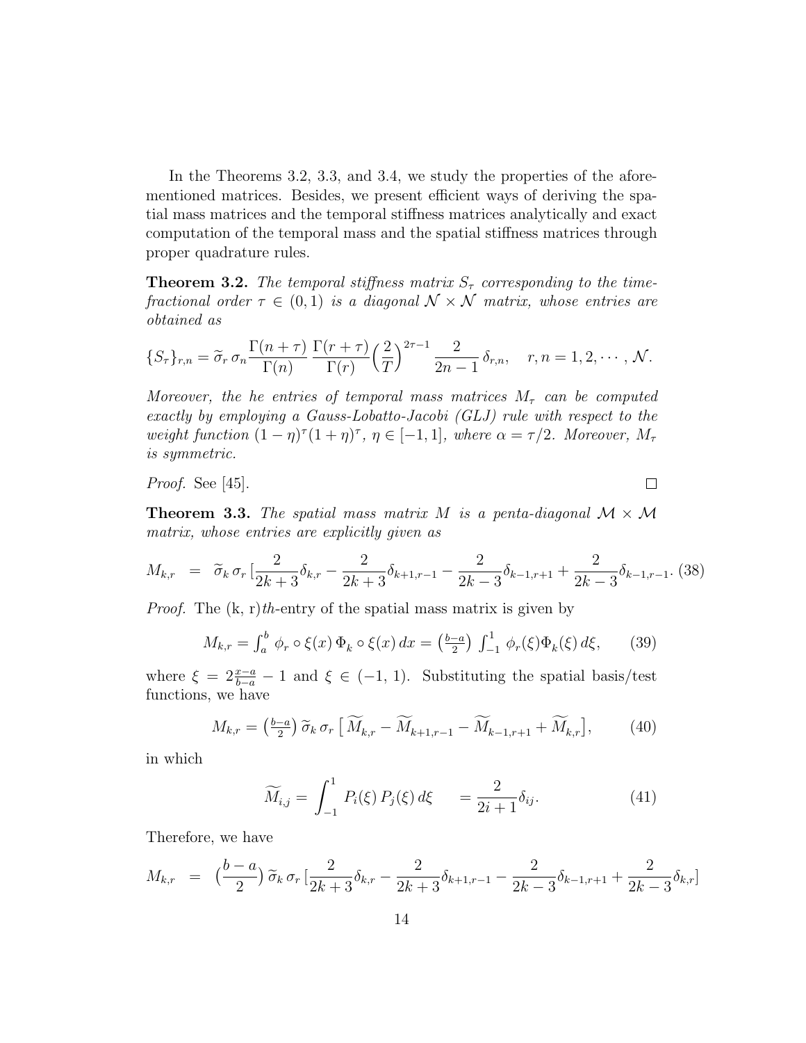In the Theorems 3.2, 3.3, and 3.4, we study the properties of the aforementioned matrices. Besides, we present efficient ways of deriving the spatial mass matrices and the temporal stiffness matrices analytically and exact computation of the temporal mass and the spatial stiffness matrices through proper quadrature rules.

**Theorem 3.2.** *The temporal stiffness matrix $S_\tau$ corresponding to the time-fractional order $\tau \in (0, 1)$ is a diagonal $\mathcal{N} \times \mathcal{N}$ matrix, whose entries are obtained as*

$$\{S_\tau\}_{r,n} = \widetilde{\sigma}_r\, \sigma_n \frac{\Gamma(n+\tau)}{\Gamma(n)}\, \frac{\Gamma(r+\tau)}{\Gamma(r)} \Big(\frac{2}{T}\Big)^{2\tau-1} \frac{2}{2n-1}\, \delta_{r,n}, \quad r, n = 1, 2, \cdots, \mathcal{N}.$$

*Moreover, the he entries of temporal mass matrices $M_\tau$ can be computed exactly by employing a Gauss-Lobatto-Jacobi (GLJ) rule with respect to the weight function $(1-\eta)^\tau(1+\eta)^\tau$, $\eta \in [-1, 1]$, where $\alpha = \tau/2$. Moreover, $M_\tau$ is symmetric.*

*Proof.* See [45]. □

**Theorem 3.3.** *The spatial mass matrix $M$ is a penta-diagonal $\mathcal{M} \times \mathcal{M}$ matrix, whose entries are explicitly given as*

$$M_{k,r} \;=\; \widetilde{\sigma}_k\, \sigma_r \,[\frac{2}{2k+3}\delta_{k,r} - \frac{2}{2k+3}\delta_{k+1,r-1} - \frac{2}{2k-3}\delta_{k-1,r+1} + \frac{2}{2k-3}\delta_{k-1,r-1}. \quad (38)$$

*Proof.* The (k, r)*th*-entry of the spatial mass matrix is given by

$$M_{k,r} = \int_a^b \phi_r \circ \xi(x)\, \Phi_k \circ \xi(x)\, dx = \left(\tfrac{b-a}{2}\right) \int_{-1}^{1} \phi_r(\xi) \Phi_k(\xi)\, d\xi, \qquad (39)$$

where $\xi = 2\frac{x-a}{b-a} - 1$ and $\xi \in (-1, 1)$. Substituting the spatial basis/test functions, we have

$$M_{k,r} = \left(\tfrac{b-a}{2}\right) \widetilde{\sigma}_k\, \sigma_r \left[\, \widetilde{M}_{k,r} - \widetilde{M}_{k+1,r-1} - \widetilde{M}_{k-1,r+1} + \widetilde{M}_{k,r}\right], \qquad (40)$$

in which

$$\widetilde{M}_{i,j} = \int_{-1}^{1} P_i(\xi)\, P_j(\xi)\, d\xi \qquad = \frac{2}{2i+1}\delta_{ij}. \qquad (41)$$

Therefore, we have

$$M_{k,r} \;=\; \big(\frac{b-a}{2}\big)\, \widetilde{\sigma}_k\, \sigma_r \,[\frac{2}{2k+3}\delta_{k,r} - \frac{2}{2k+3}\delta_{k+1,r-1} - \frac{2}{2k-3}\delta_{k-1,r+1} + \frac{2}{2k-3}\delta_{k,r}]$$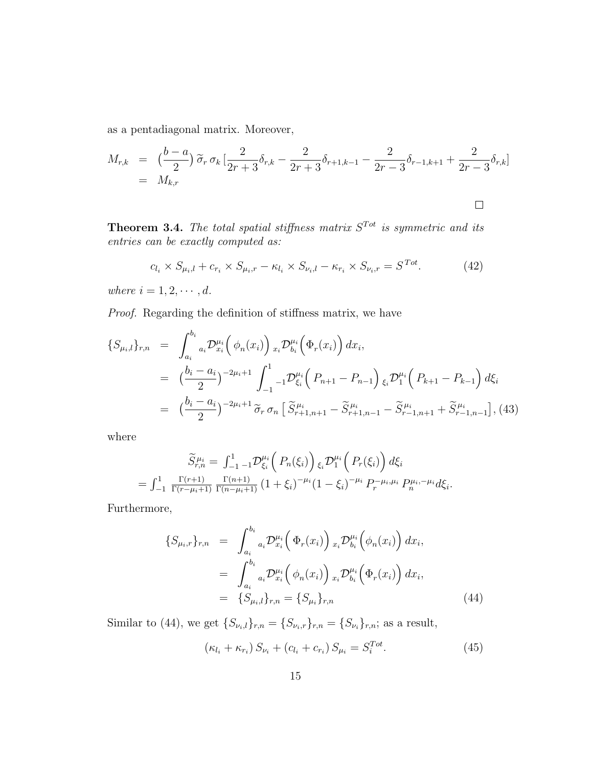as a pentadiagonal matrix. Moreover,

$$
\begin{aligned}
M_{r,k} &= \big(\frac{b-a}{2}\big)\, \widetilde{\sigma}_r \,\sigma_k \,[\frac{2}{2r+3}\delta_{r,k} - \frac{2}{2r+3}\delta_{r+1,k-1} - \frac{2}{2r-3}\delta_{r-1,k+1} + \frac{2}{2r-3}\delta_{r,k}] \\
&= M_{k,r}
\end{aligned}
$$

□

**Theorem 3.4.** *The total spatial stiffness matrix $S^{Tot}$ is symmetric and its entries can be exactly computed as:*

$$
c_{l_i} \times S_{\mu_i,l} + c_{r_i} \times S_{\mu_i,r} - \kappa_{l_i} \times S_{\nu_i,l} - \kappa_{r_i} \times S_{\nu_i,r} = S^{Tot}. \tag{42}
$$

*where $i = 1, 2, \cdots, d$.*

*Proof.* Regarding the definition of stiffness matrix, we have

$$
\begin{aligned}
\{S_{\mu_i,l}\}_{r,n} &= \int_{a_i}^{b_i} {}_{a_i}\mathcal{D}_{x_i}^{\mu_i}\Big(\,\phi_n(x_i)\Big)\; {}_{x_i}\mathcal{D}_{b_i}^{\mu_i}\Big(\Phi_r(x_i)\Big)\, dx_i, \\
&= \big(\frac{b_i-a_i}{2}\big)^{-2\mu_i+1} \int_{-1}^{1} {}_{-1}\mathcal{D}_{\xi_i}^{\mu_i}\Big(\,P_{n+1} - P_{n-1}\Big)\; {}_{\xi_i}\mathcal{D}_{1}^{\mu_i}\Big(\,P_{k+1} - P_{k-1}\Big)\, d\xi_i \\
&= \big(\frac{b_i-a_i}{2}\big)^{-2\mu_i+1}\, \widetilde{\sigma}_r\, \sigma_n \,\big[\,\widetilde{S}_{r+1,n+1}^{\mu_i} - \widetilde{S}_{r+1,n-1}^{\mu_i} - \widetilde{S}_{r-1,n+1}^{\mu_i} + \widetilde{S}_{r-1,n-1}^{\mu_i}\big], \quad (43)
\end{aligned}
$$

where

$$
\widetilde{S}_{r,n}^{\mu_i} = \int_{-1}^{1} {}_{-1}\mathcal{D}_{\xi_i}^{\mu_i}\Big(\,P_n(\xi_i)\Big)\; {}_{\xi_i}\mathcal{D}_{1}^{\mu_i}\Big(\,P_r(\xi_i)\Big)\, d\xi_i
$$

$$
= \int_{-1}^{1} \frac{\Gamma(r+1)}{\Gamma(r-\mu_i+1)}\, \frac{\Gamma(n+1)}{\Gamma(n-\mu_i+1)}\, (1+\xi_i)^{-\mu_i}(1-\xi_i)^{-\mu_i}\, P_r^{-\mu_i,\mu_i}\, P_n^{\mu_i,-\mu_i} d\xi_i.
$$

Furthermore,

$$
\begin{aligned}
\{S_{\mu_i,r}\}_{r,n} &= \int_{a_i}^{b_i} {}_{a_i}\mathcal{D}_{x_i}^{\mu_i}\Big(\,\Phi_r(x_i)\Big)\; {}_{x_i}\mathcal{D}_{b_i}^{\mu_i}\Big(\phi_n(x_i)\Big)\, dx_i, \\
&= \int_{a_i}^{b_i} {}_{a_i}\mathcal{D}_{x_i}^{\mu_i}\Big(\,\phi_n(x_i)\Big)\; {}_{x_i}\mathcal{D}_{b_i}^{\mu_i}\Big(\Phi_r(x_i)\Big)\, dx_i, \\
&= \{S_{\mu_i,l}\}_{r,n} = \{S_{\mu_i}\}_{r,n} \qquad (44)
\end{aligned}
$$

Similar to (44), we get $\{S_{\nu_i,l}\}_{r,n} = \{S_{\nu_i,r}\}_{r,n} = \{S_{\nu_i}\}_{r,n}$; as a result,

$$
(\kappa_{l_i} + \kappa_{r_i})\, S_{\nu_i} + (c_{l_i} + c_{r_i})\, S_{\mu_i} = S_i^{Tot}. \tag{45}
$$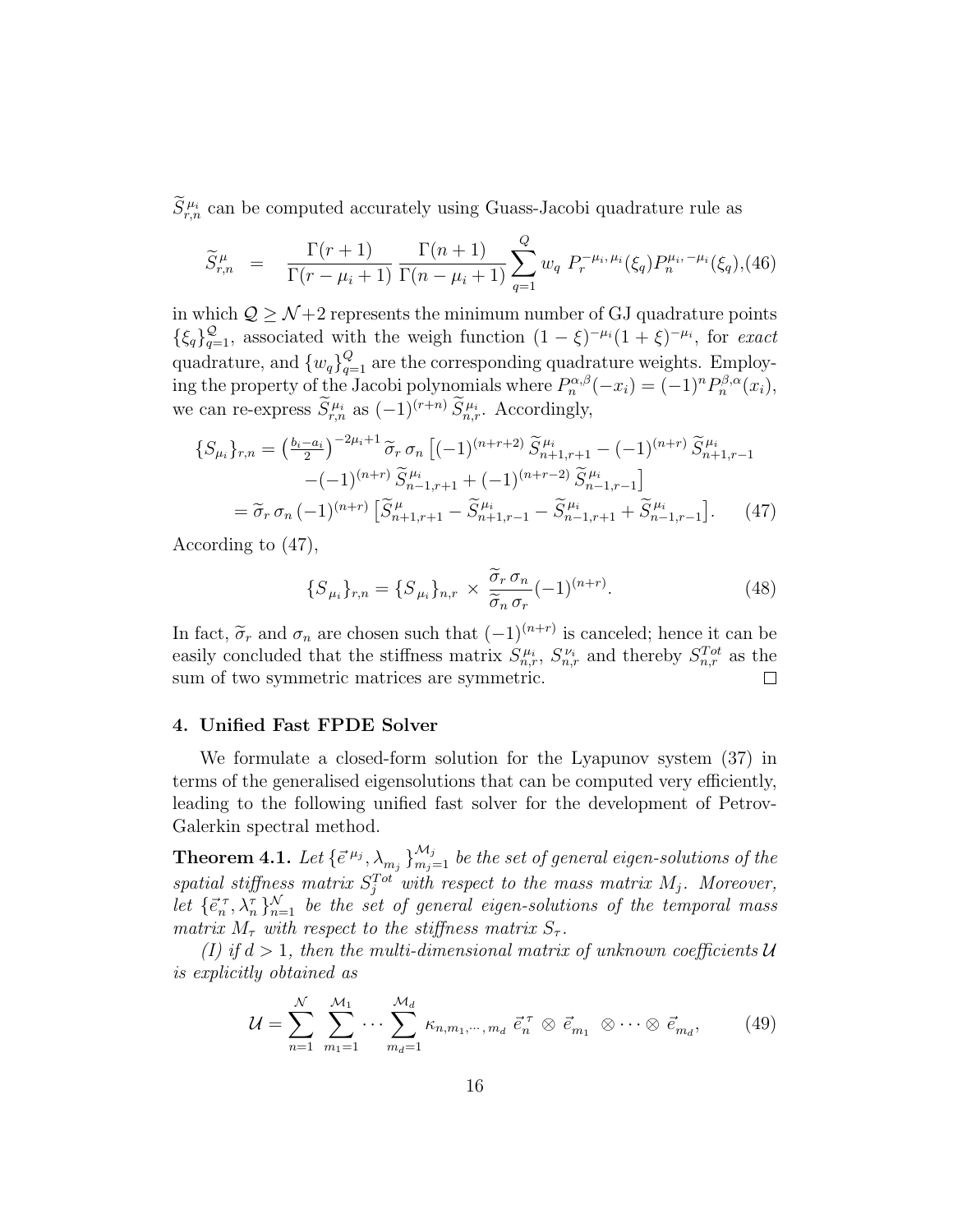$\widetilde{S}^{\mu_i}_{r,n}$ can be computed accurately using Guass-Jacobi quadrature rule as

$$\widetilde{S}^{\mu}_{r,n} = \frac{\Gamma(r+1)}{\Gamma(r-\mu_i+1)} \frac{\Gamma(n+1)}{\Gamma(n-\mu_i+1)} \sum_{q=1}^{Q} w_q \, P_r^{-\mu_i,\mu_i}(\xi_q) P_n^{\mu_i,-\mu_i}(\xi_q), \tag{46}$$

in which $\mathcal{Q} \geq \mathcal{N}+2$ represents the minimum number of GJ quadrature points $\{\xi_q\}_{q=1}^{\mathcal{Q}}$, associated with the weigh function $(1-\xi)^{-\mu_i}(1+\xi)^{-\mu_i}$, for *exact* quadrature, and $\{w_q\}_{q=1}^{Q}$ are the corresponding quadrature weights. Employing the property of the Jacobi polynomials where $P_n^{\alpha,\beta}(-x_i) = (-1)^n P_n^{\beta,\alpha}(x_i)$, we can re-express $\widetilde{S}^{\mu_i}_{r,n}$ as $(-1)^{(r+n)}\,\widetilde{S}^{\mu_i}_{n,r}$. Accordingly,

$$\begin{aligned}
\{S_{\mu_i}\}_{r,n} &= \left(\tfrac{b_i-a_i}{2}\right)^{-2\mu_i+1} \widetilde{\sigma}_r\,\sigma_n \big[(-1)^{(n+r+2)}\,\widetilde{S}^{\mu_i}_{n+1,r+1} - (-1)^{(n+r)}\,\widetilde{S}^{\mu_i}_{n+1,r-1} \\
&\quad -(-1)^{(n+r)}\,\widetilde{S}^{\mu_i}_{n-1,r+1} + (-1)^{(n+r-2)}\,\widetilde{S}^{\mu_i}_{n-1,r-1}\big] \\
&= \widetilde{\sigma}_r\,\sigma_n\,(-1)^{(n+r)}\big[\widetilde{S}^{\mu}_{n+1,r+1} - \widetilde{S}^{\mu_i}_{n+1,r-1} - \widetilde{S}^{\mu_i}_{n-1,r+1} + \widetilde{S}^{\mu_i}_{n-1,r-1}\big].
\end{aligned} \tag{47}$$

According to (47),

$$\{S_{\mu_i}\}_{r,n} = \{S_{\mu_i}\}_{n,r} \times \frac{\widetilde{\sigma}_r\,\sigma_n}{\widetilde{\sigma}_n\,\sigma_r}(-1)^{(n+r)}. \tag{48}$$

In fact, $\widetilde{\sigma}_r$ and $\sigma_n$ are chosen such that $(-1)^{(n+r)}$ is canceled; hence it can be easily concluded that the stiffness matrix $S^{\mu_i}_{n,r}$, $S^{\nu_i}_{n,r}$ and thereby $S^{Tot}_{n,r}$ as the sum of two symmetric matrices are symmetric. □

## 4. Unified Fast FPDE Solver

We formulate a closed-form solution for the Lyapunov system (37) in terms of the generalised eigensolutions that can be computed very efficiently, leading to the following unified fast solver for the development of Petrov-Galerkin spectral method.

**Theorem 4.1.** *Let $\{\vec{e}^{\,\mu_j}, \lambda_{m_j}\}_{m_j=1}^{\mathcal{M}_j}$ be the set of general eigen-solutions of the spatial stiffness matrix $S^{Tot}_j$ with respect to the mass matrix $M_j$. Moreover, let $\{\vec{e}^{\,\tau}_n, \lambda^{\tau}_n\}_{n=1}^{\mathcal{N}}$ be the set of general eigen-solutions of the temporal mass matrix $M_\tau$ with respect to the stiffness matrix $S_\tau$.*

*(I) if $d>1$, then the multi-dimensional matrix of unknown coefficients $\mathcal{U}$ is explicitly obtained as*

$$\mathcal{U} = \sum_{n=1}^{\mathcal{N}} \sum_{m_1=1}^{\mathcal{M}_1} \cdots \sum_{m_d=1}^{\mathcal{M}_d} \kappa_{n,m_1,\cdots,m_d}\; \vec{e}^{\,\tau}_n \otimes \vec{e}_{m_1} \otimes \cdots \otimes \vec{e}_{m_d}, \tag{49}$$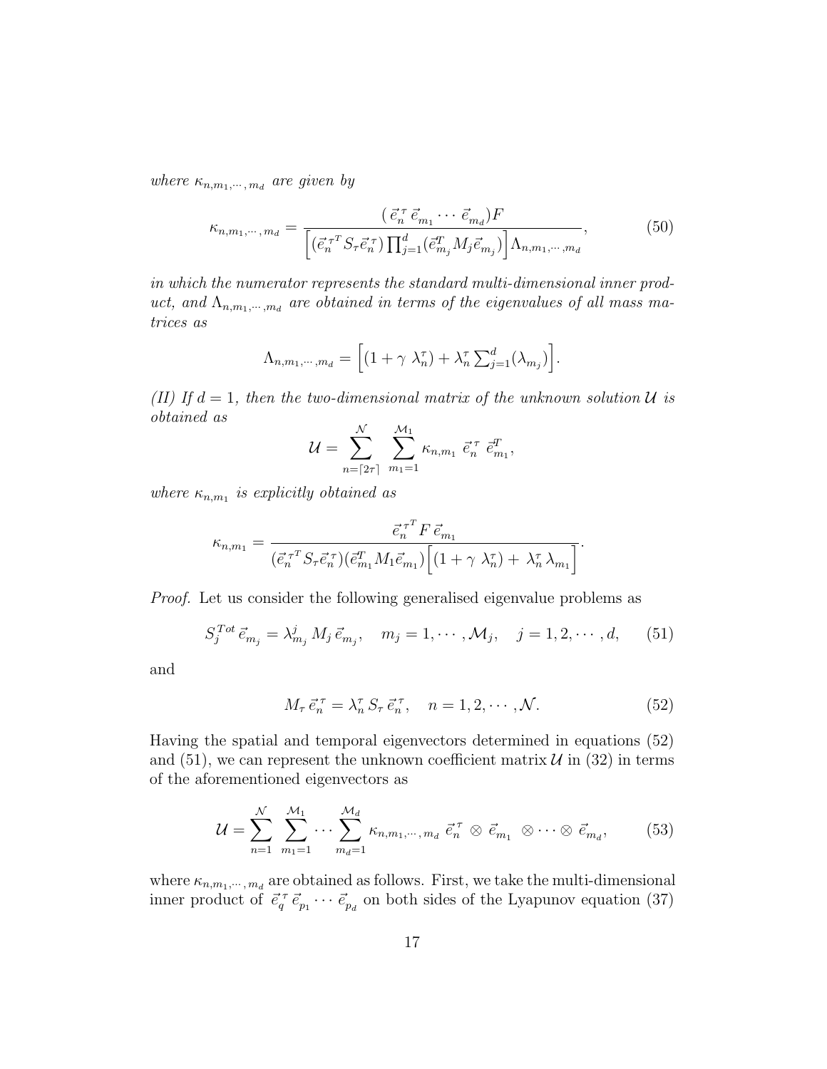*where $\kappa_{n,m_1,\cdots,m_d}$ are given by*

$$\kappa_{n,m_1,\cdots,m_d} = \frac{(\,\vec{e}_n^{\,\tau}\,\vec{e}_{m_1}\cdots\,\vec{e}_{m_d})F}{\Big[(\vec{e}_n^{\,\tau^T} S_\tau \vec{e}_n^{\,\tau})\prod_{j=1}^{d}(\vec{e}_{m_j}^{T} M_j \vec{e}_{m_j})\Big]\Lambda_{n,m_1,\cdots,m_d}}, \tag{50}$$

*in which the numerator represents the standard multi-dimensional inner product, and $\Lambda_{n,m_1,\cdots,m_d}$ are obtained in terms of the eigenvalues of all mass matrices as*

$$\Lambda_{n,m_1,\cdots,m_d} = \Big[(1+\gamma\;\lambda_n^\tau) + \lambda_n^\tau \textstyle\sum_{j=1}^{d}(\lambda_{m_j})\Big].$$

*(II) If $d=1$, then the two-dimensional matrix of the unknown solution $\mathcal{U}$ is obtained as*

$$\mathcal{U} = \sum_{n=\lceil 2\tau\rceil}^{\mathcal{N}}\;\sum_{m_1=1}^{\mathcal{M}_1}\kappa_{n,m_1}\;\vec{e}_n^{\,\tau}\;\vec{e}_{m_1}^{T},$$

*where $\kappa_{n,m_1}$ is explicitly obtained as*

$$\kappa_{n,m_1} = \frac{\vec{e}_n^{\,\tau^T} F\,\vec{e}_{m_1}}{(\vec{e}_n^{\,\tau^T} S_\tau \vec{e}_n^{\,\tau})(\vec{e}_{m_1}^{T} M_1 \vec{e}_{m_1})\Big[(1+\gamma\;\lambda_n^\tau) +\,\lambda_n^\tau\,\lambda_{m_1}\Big]}.$$

*Proof.* Let us consider the following generalised eigenvalue problems as

$$S_j^{Tot}\,\vec{e}_{m_j} = \lambda_{m_j}^{j}\,M_j\,\vec{e}_{m_j},\quad m_j = 1,\cdots,\mathcal{M}_j,\quad j=1,2,\cdots,d, \tag{51}$$

and

$$M_\tau\,\vec{e}_n^{\,\tau} = \lambda_n^\tau\,S_\tau\,\vec{e}_n^{\,\tau},\quad n=1,2,\cdots,\mathcal{N}. \tag{52}$$

Having the spatial and temporal eigenvectors determined in equations (52) and (51), we can represent the unknown coefficient matrix $\mathcal{U}$ in (32) in terms of the aforementioned eigenvectors as

$$\mathcal{U} = \sum_{n=1}^{\mathcal{N}}\;\sum_{m_1=1}^{\mathcal{M}_1}\cdots\sum_{m_d=1}^{\mathcal{M}_d}\kappa_{n,m_1,\cdots,m_d}\;\vec{e}_n^{\,\tau}\,\otimes\,\vec{e}_{m_1}\,\otimes\cdots\otimes\,\vec{e}_{m_d}, \tag{53}$$

where $\kappa_{n,m_1,\cdots,m_d}$ are obtained as follows. First, we take the multi-dimensional inner product of $\vec{e}_q^{\,\tau}\,\vec{e}_{p_1}\cdots\,\vec{e}_{p_d}$ on both sides of the Lyapunov equation (37)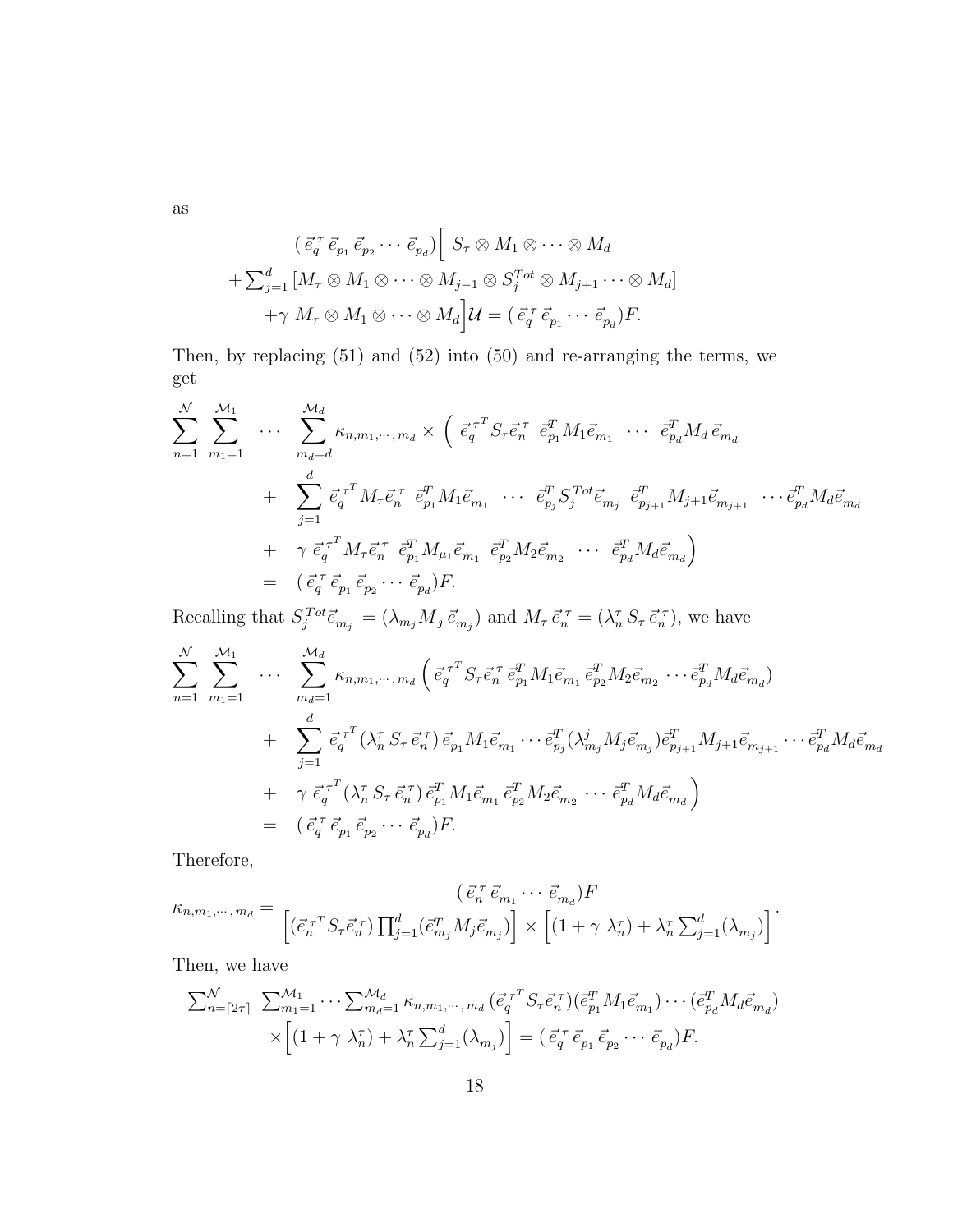as

$$
\begin{aligned}
&(\,\vec{e}_q^{\,\tau}\,\vec{e}_{p_1}\,\vec{e}_{p_2}\cdots\,\vec{e}_{p_d})\Big[\;S_\tau\otimes M_1\otimes\cdots\otimes M_d \\
&+\textstyle\sum_{j=1}^d\left[M_\tau\otimes M_1\otimes\cdots\otimes M_{j-1}\otimes S_j^{Tot}\otimes M_{j+1}\cdots\otimes M_d\right] \\
&+\gamma\;M_\tau\otimes M_1\otimes\cdots\otimes M_d\Big]\mathcal{U}=(\,\vec{e}_q^{\,\tau}\,\vec{e}_{p_1}\cdots\,\vec{e}_{p_d})F.
\end{aligned}
$$

Then, by replacing (51) and (52) into (50) and re-arranging the terms, we get

$$
\begin{aligned}
\sum_{n=1}^{\mathcal{N}}\sum_{m_1=1}^{\mathcal{M}_1}\;\cdots\;\sum_{m_d=d}^{\mathcal{M}_d}\kappa_{n,m_1,\cdots,m_d}\times\Big(&\;\vec{e}_q^{\,\tau^T}S_\tau\vec{e}_n^{\,\tau}\;\;\vec{e}_{p_1}^T M_1\vec{e}_{m_1}\;\;\cdots\;\;\vec{e}_{p_d}^T M_d\,\vec{e}_{m_d} \\
&+\;\;\sum_{j=1}^d\vec{e}_q^{\,\tau^T}M_\tau\vec{e}_n^{\,\tau}\;\;\vec{e}_{p_1}^T M_1\vec{e}_{m_1}\;\;\cdots\;\;\vec{e}_{p_j}^T S_j^{Tot}\vec{e}_{m_j}\;\;\vec{e}_{p_{j+1}}^T M_{j+1}\vec{e}_{m_{j+1}}\;\;\cdots\vec{e}_{p_d}^T M_d\vec{e}_{m_d} \\
&+\;\;\gamma\;\vec{e}_q^{\,\tau^T}M_\tau\vec{e}_n^{\,\tau}\;\;\vec{e}_{p_1}^T M_{\mu_1}\vec{e}_{m_1}\;\;\vec{e}_{p_2}^T M_2\vec{e}_{m_2}\;\;\cdots\;\;\vec{e}_{p_d}^T M_d\vec{e}_{m_d}\Big) \\
&=\;\;(\,\vec{e}_q^{\,\tau}\,\vec{e}_{p_1}\,\vec{e}_{p_2}\cdots\,\vec{e}_{p_d})F.
\end{aligned}
$$

Recalling that $S_j^{Tot}\vec{e}_{m_j}=(\lambda_{m_j}M_j\,\vec{e}_{m_j})$ and $M_\tau\,\vec{e}_n^{\,\tau}=(\lambda_n^\tau\,S_\tau\,\vec{e}_n^{\,\tau})$, we have

$$
\begin{aligned}
\sum_{n=1}^{\mathcal{N}}\sum_{m_1=1}^{\mathcal{M}_1}\;\cdots\;\sum_{m_d=1}^{\mathcal{M}_d}\kappa_{n,m_1,\cdots,m_d}\Big(&\;\vec{e}_q^{\,\tau^T}S_\tau\vec{e}_n^{\,\tau}\,\vec{e}_{p_1}^T M_1\vec{e}_{m_1}\,\vec{e}_{p_2}^T M_2\vec{e}_{m_2}\;\cdots\vec{e}_{p_d}^T M_d\vec{e}_{m_d}) \\
&+\;\;\sum_{j=1}^d\vec{e}_q^{\,\tau^T}(\lambda_n^\tau\,S_\tau\,\vec{e}_n^{\,\tau})\,\vec{e}_{p_1}M_1\vec{e}_{m_1}\cdots\vec{e}_{p_j}^T(\lambda_{m_j}^j M_j\vec{e}_{m_j})\vec{e}_{p_{j+1}}^T M_{j+1}\vec{e}_{m_{j+1}}\cdots\vec{e}_{p_d}^T M_d\vec{e}_{m_d} \\
&+\;\;\gamma\;\vec{e}_q^{\,\tau^T}(\lambda_n^\tau\,S_\tau\,\vec{e}_n^{\,\tau})\,\vec{e}_{p_1}^T M_1\vec{e}_{m_1}\,\vec{e}_{p_2}^T M_2\vec{e}_{m_2}\;\cdots\;\vec{e}_{p_d}^T M_d\vec{e}_{m_d}\Big) \\
&=\;\;(\,\vec{e}_q^{\,\tau}\,\vec{e}_{p_1}\,\vec{e}_{p_2}\cdots\,\vec{e}_{p_d})F.
\end{aligned}
$$

Therefore,

$$
\kappa_{n,m_1,\cdots,m_d}=\frac{(\,\vec{e}_n^{\,\tau}\,\vec{e}_{m_1}\cdots\,\vec{e}_{m_d})F}{\Big[(\vec{e}_n^{\,\tau^T}S_\tau\vec{e}_n^{\,\tau})\prod_{j=1}^d(\vec{e}_{m_j}^T M_j\vec{e}_{m_j})\Big]\times\Big[(1+\gamma\;\lambda_n^\tau)+\lambda_n^\tau\sum_{j=1}^d(\lambda_{m_j})\Big]}.
$$

Then, we have

$$
\begin{aligned}
&\textstyle\sum_{n=\lceil 2\tau\rceil}^{\mathcal{N}}\;\sum_{m_1=1}^{\mathcal{M}_1}\cdots\sum_{m_d=1}^{\mathcal{M}_d}\kappa_{n,m_1,\cdots,m_d}\,(\vec{e}_q^{\,\tau^T}S_\tau\vec{e}_n^{\,\tau})(\vec{e}_{p_1}^T M_1\vec{e}_{m_1})\cdots(\vec{e}_{p_d}^T M_d\vec{e}_{m_d}) \\
&\qquad\times\Big[(1+\gamma\;\lambda_n^\tau)+\lambda_n^\tau\textstyle\sum_{j=1}^d(\lambda_{m_j})\Big]=(\,\vec{e}_q^{\,\tau}\,\vec{e}_{p_1}\,\vec{e}_{p_2}\cdots\,\vec{e}_{p_d})F.
\end{aligned}
$$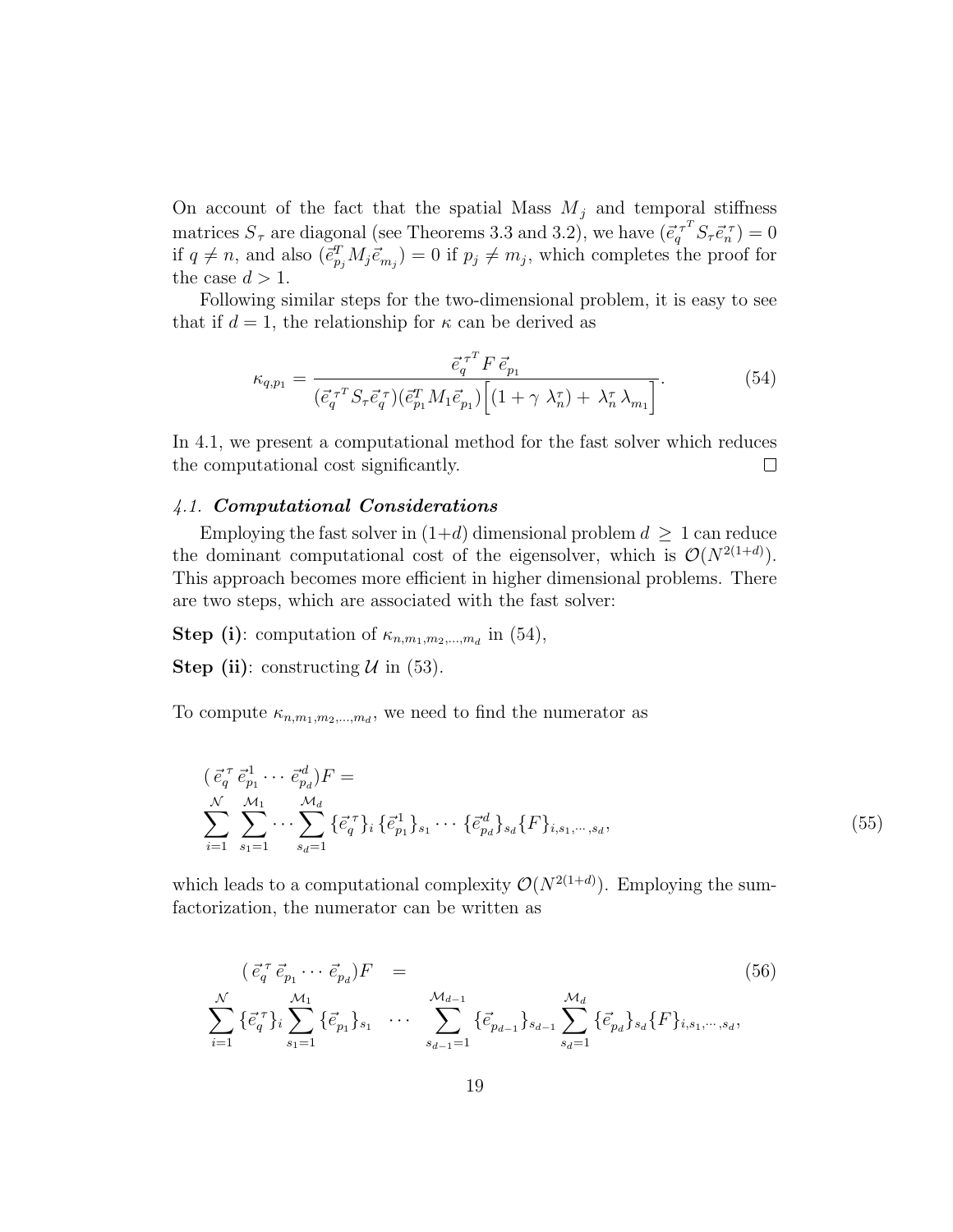On account of the fact that the spatial Mass $M_j$ and temporal stiffness matrices $S_\tau$ are diagonal (see Theorems 3.3 and 3.2), we have $(\vec{e}_q^{\,\tau^T} S_\tau \vec{e}_n^{\,\tau}) = 0$ if $q \neq n$, and also $(\vec{e}_{p_j}^T M_j \vec{e}_{m_j}) = 0$ if $p_j \neq m_j$, which completes the proof for the case $d > 1$.

Following similar steps for the two-dimensional problem, it is easy to see that if $d = 1$, the relationship for $\kappa$ can be derived as

$$\kappa_{q,p_1} = \frac{\vec{e}_q^{\,\tau^T} F \, \vec{e}_{p_1}}{(\vec{e}_q^{\,\tau^T} S_\tau \vec{e}_q^{\,\tau})(\vec{e}_{p_1}^T M_1 \vec{e}_{p_1}) \Big[(1 + \gamma \; \lambda_n^\tau) + \; \lambda_n^\tau \, \lambda_{m_1}\Big]}. \tag{54}$$

In 4.1, we present a computational method for the fast solver which reduces the computational cost significantly. $\square$

### 4.1. *Computational Considerations*

Employing the fast solver in (1+$d$) dimensional problem $d \geq 1$ can reduce the dominant computational cost of the eigensolver, which is $\mathcal{O}(N^{2(1+d)})$. This approach becomes more efficient in higher dimensional problems. There are two steps, which are associated with the fast solver:

**Step (i)**: computation of $\kappa_{n,m_1,m_2,\dots,m_d}$ in (54),

**Step (ii)**: constructing $\mathcal{U}$ in (53).

To compute $\kappa_{n,m_1,m_2,\dots,m_d}$, we need to find the numerator as

$$\begin{aligned} &( \vec{e}_q^{\,\tau} \, \vec{e}_{p_1}^{\,1} \cdots \vec{e}_{p_d}^{\,d})F = \\ &\sum_{i=1}^{\mathcal{N}} \sum_{s_1=1}^{\mathcal{M}_1} \cdots \sum_{s_d=1}^{\mathcal{M}_d} \{\vec{e}_q^{\,\tau}\}_i \, \{\vec{e}_{p_1}^{\,1}\}_{s_1} \cdots \{\vec{e}_{p_d}^{\,d}\}_{s_d} \{F\}_{i,s_1,\cdots,s_d}, \end{aligned} \tag{55}$$

which leads to a computational complexity $\mathcal{O}(N^{2(1+d)})$. Employing the sum-factorization, the numerator can be written as

$$\begin{aligned} ( \vec{e}_q^{\,\tau} \, \vec{e}_{p_1} \cdots \vec{e}_{p_d})F \quad &= \\ \sum_{i=1}^{\mathcal{N}} \{\vec{e}_q^{\,\tau}\}_i \sum_{s_1=1}^{\mathcal{M}_1} \{\vec{e}_{p_1}\}_{s_1} \quad \cdots \quad &\sum_{s_{d-1}=1}^{\mathcal{M}_{d-1}} \{\vec{e}_{p_{d-1}}\}_{s_{d-1}} \sum_{s_d=1}^{\mathcal{M}_d} \{\vec{e}_{p_d}\}_{s_d} \{F\}_{i,s_1,\cdots,s_d}, \end{aligned} \tag{56}$$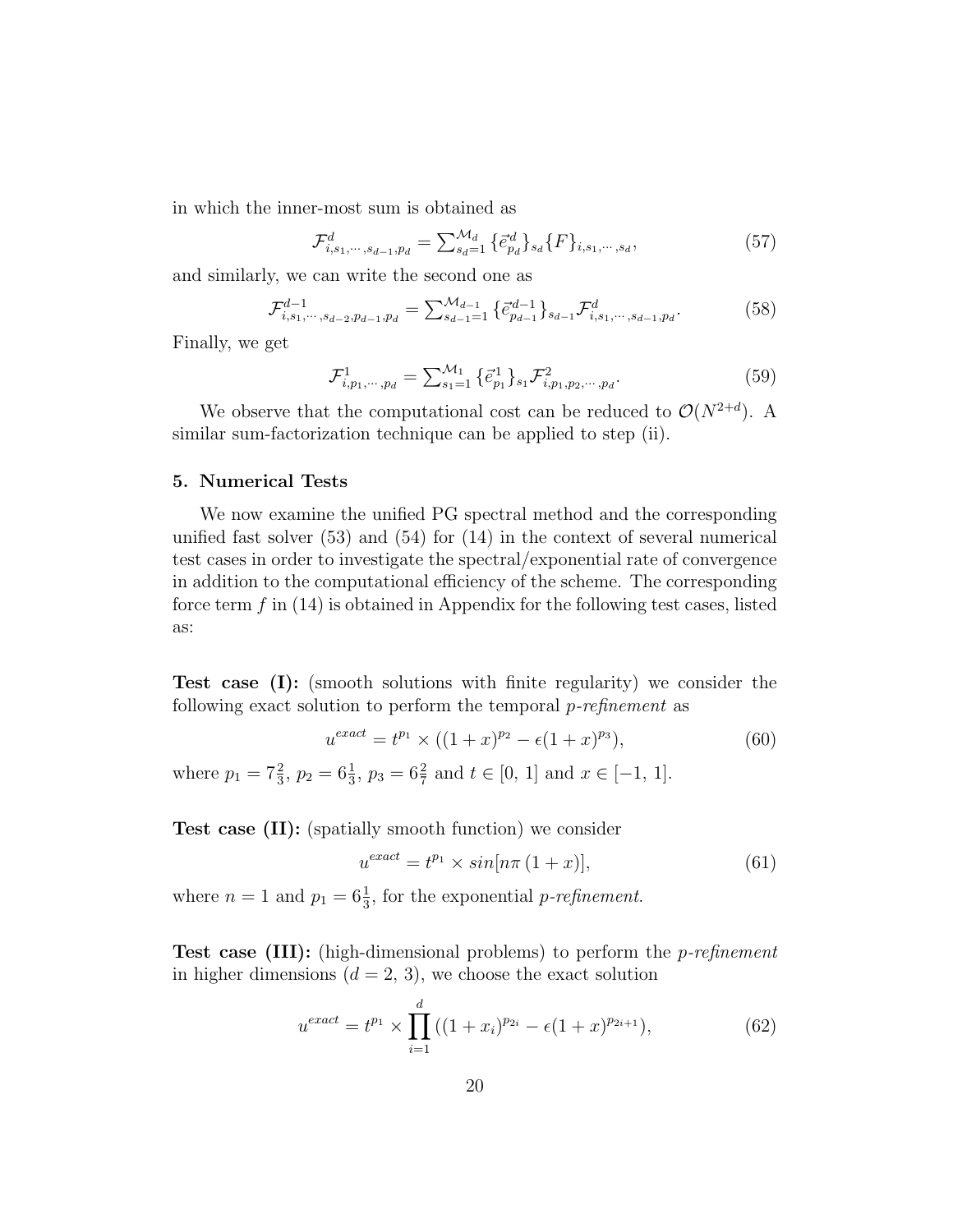in which the inner-most sum is obtained as

$$\mathcal{F}^{d}_{i,s_1,\cdots,s_{d-1},p_d} = \sum_{s_d=1}^{\mathcal{M}_d} \{\vec{e}^{\,d}_{p_d}\}_{s_d}\{F\}_{i,s_1,\cdots,s_d}, \tag{57}$$

and similarly, we can write the second one as

$$\mathcal{F}^{d-1}_{i,s_1,\cdots,s_{d-2},p_{d-1},p_d} = \sum_{s_{d-1}=1}^{\mathcal{M}_{d-1}} \{\vec{e}^{\,d-1}_{p_{d-1}}\}_{s_{d-1}}\mathcal{F}^{d}_{i,s_1,\cdots,s_{d-1},p_d}. \tag{58}$$

Finally, we get

$$\mathcal{F}^{1}_{i,p_1,\cdots,p_d} = \sum_{s_1=1}^{\mathcal{M}_1} \{\vec{e}^{\,1}_{p_1}\}_{s_1}\mathcal{F}^{2}_{i,p_1,p_2,\cdots,p_d}. \tag{59}$$

We observe that the computational cost can be reduced to $\mathcal{O}(N^{2+d})$. A similar sum-factorization technique can be applied to step (ii).

## 5. Numerical Tests

We now examine the unified PG spectral method and the corresponding unified fast solver (53) and (54) for (14) in the context of several numerical test cases in order to investigate the spectral/exponential rate of convergence in addition to the computational efficiency of the scheme. The corresponding force term $f$ in (14) is obtained in Appendix for the following test cases, listed as:

**Test case (I):** (smooth solutions with finite regularity) we consider the following exact solution to perform the temporal *p-refinement* as

$$u^{exact} = t^{p_1} \times ((1+x)^{p_2} - \epsilon(1+x)^{p_3}), \tag{60}$$

where $p_1 = 7\frac{2}{3}$, $p_2 = 6\frac{1}{3}$, $p_3 = 6\frac{2}{7}$ and $t \in [0,\, 1]$ and $x \in [-1,\, 1]$.

**Test case (II):** (spatially smooth function) we consider

$$u^{exact} = t^{p_1} \times sin[n\pi\,(1+x)], \tag{61}$$

where $n = 1$ and $p_1 = 6\frac{1}{3}$, for the exponential *p-refinement*.

**Test case (III):** (high-dimensional problems) to perform the *p-refinement* in higher dimensions ($d = 2,\, 3$), we choose the exact solution

$$u^{exact} = t^{p_1} \times \prod_{i=1}^{d} ((1+x_i)^{p_{2i}} - \epsilon(1+x)^{p_{2i+1}}), \tag{62}$$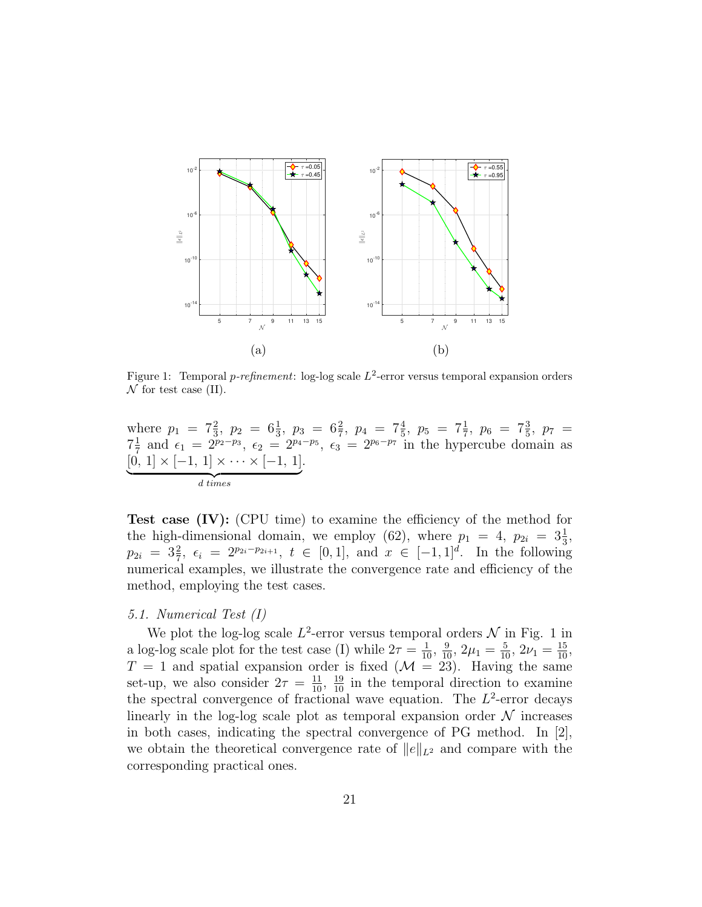(a)

(b)

Figure 1: Temporal *p-refinement*: log-log scale $L^2$-error versus temporal expansion orders $\mathcal{N}$ for test case (II).

where $p_1 = 7\frac{2}{3}$, $p_2 = 6\frac{1}{3}$, $p_3 = 6\frac{2}{7}$, $p_4 = 7\frac{4}{5}$, $p_5 = 7\frac{1}{7}$, $p_6 = 7\frac{3}{5}$, $p_7 = 7\frac{1}{7}$ and $\epsilon_1 = 2^{p_2-p_3}$, $\epsilon_2 = 2^{p_4-p_5}$, $\epsilon_3 = 2^{p_6-p_7}$ in the hypercube domain as $\underbrace{[0,\, 1] \times [-1,\, 1] \times \cdots \times [-1,\, 1]}_{d \ times}$.

**Test case (IV):** (CPU time) to examine the efficiency of the method for the high-dimensional domain, we employ (62), where $p_1 = 4$, $p_{2i} = 3\frac{1}{3}$, $p_{2i} = 3\frac{2}{7}$, $\epsilon_i = 2^{p_{2i}-p_{2i+1}}$, $t \in [0, 1]$, and $x \in [-1, 1]^d$. In the following numerical examples, we illustrate the convergence rate and efficiency of the method, employing the test cases.

### 5.1. Numerical Test (I)

We plot the log-log scale $L^2$-error versus temporal orders $\mathcal{N}$ in Fig. 1 in a log-log scale plot for the test case (I) while $2\tau = \frac{1}{10}$, $\frac{9}{10}$, $2\mu_1 = \frac{5}{10}$, $2\nu_1 = \frac{15}{10}$, $T = 1$ and spatial expansion order is fixed ($\mathcal{M} = 23$). Having the same set-up, we also consider $2\tau = \frac{11}{10}$, $\frac{19}{10}$ in the temporal direction to examine the spectral convergence of fractional wave equation. The $L^2$-error decays linearly in the log-log scale plot as temporal expansion order $\mathcal{N}$ increases in both cases, indicating the spectral convergence of PG method. In [2], we obtain the theoretical convergence rate of $\|e\|_{L^2}$ and compare with the corresponding practical ones.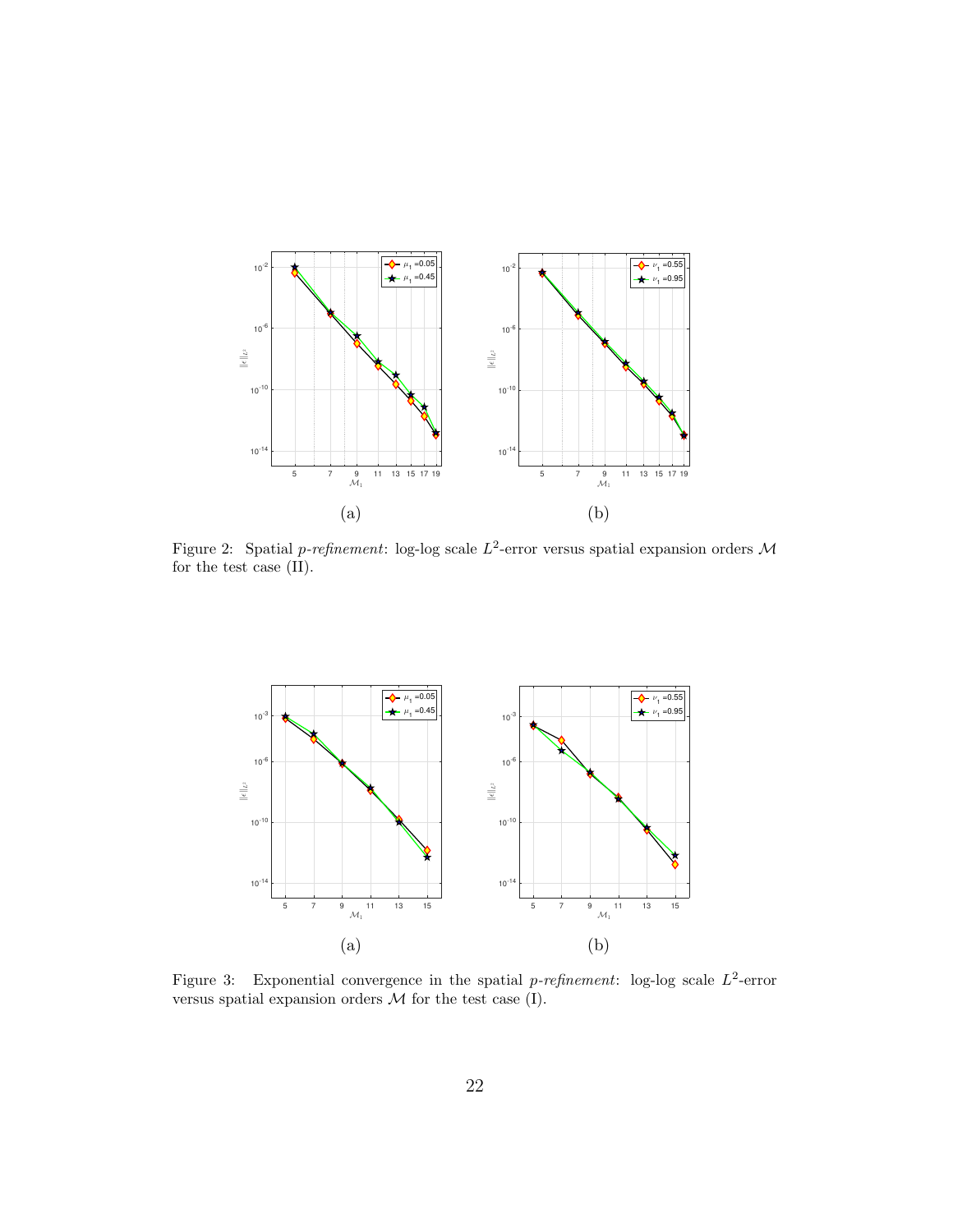(a)

(b)

Figure 2: Spatial *p-refinement*: log-log scale $L^2$-error versus spatial expansion orders $\mathcal{M}$ for the test case (II).

(a)

(b)

Figure 3: Exponential convergence in the spatial *p-refinement*: log-log scale $L^2$-error versus spatial expansion orders $\mathcal{M}$ for the test case (I).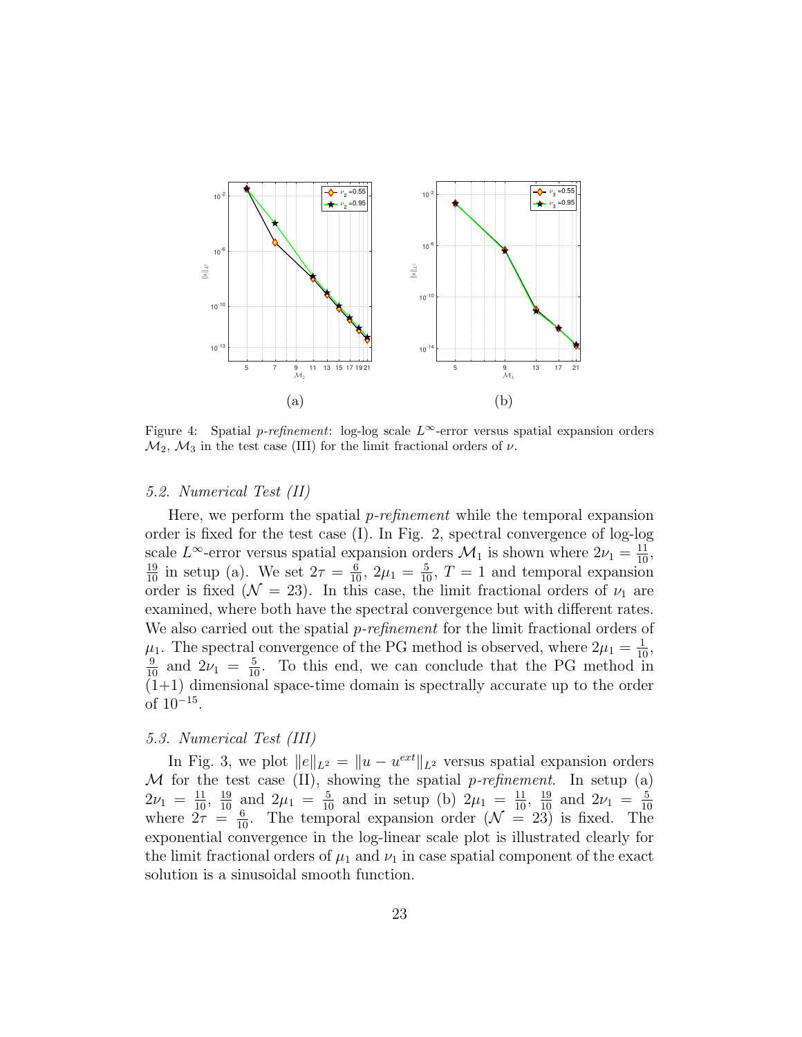(a)

(b)

Figure 4: Spatial *p-refinement*: log-log scale $L^\infty$-error versus spatial expansion orders $\mathcal{M}_2$, $\mathcal{M}_3$ in the test case (III) for the limit fractional orders of $\nu$.

### 5.2. Numerical Test (II)

Here, we perform the spatial *p-refinement* while the temporal expansion order is fixed for the test case (I). In Fig. 2, spectral convergence of log-log scale $L^\infty$-error versus spatial expansion orders $\mathcal{M}_1$ is shown where $2\nu_1 = \frac{11}{10}$, $\frac{19}{10}$ in setup (a). We set $2\tau = \frac{6}{10}$, $2\mu_1 = \frac{5}{10}$, $T = 1$ and temporal expansion order is fixed ($\mathcal{N} = 23$). In this case, the limit fractional orders of $\nu_1$ are examined, where both have the spectral convergence but with different rates. We also carried out the spatial *p-refinement* for the limit fractional orders of $\mu_1$. The spectral convergence of the PG method is observed, where $2\mu_1 = \frac{1}{10}$, $\frac{9}{10}$ and $2\nu_1 = \frac{5}{10}$. To this end, we can conclude that the PG method in (1+1) dimensional space-time domain is spectrally accurate up to the order of $10^{-15}$.

### 5.3. Numerical Test (III)

In Fig. 3, we plot $\|e\|_{L^2} = \|u - u^{ext}\|_{L^2}$ versus spatial expansion orders $\mathcal{M}$ for the test case (II), showing the spatial *p-refinement*. In setup (a) $2\nu_1 = \frac{11}{10}$, $\frac{19}{10}$ and $2\mu_1 = \frac{5}{10}$ and in setup (b) $2\mu_1 = \frac{11}{10}$, $\frac{19}{10}$ and $2\nu_1 = \frac{5}{10}$ where $2\tau = \frac{6}{10}$. The temporal expansion order ($\mathcal{N} = 23$) is fixed. The exponential convergence in the log-linear scale plot is illustrated clearly for the limit fractional orders of $\mu_1$ and $\nu_1$ in case spatial component of the exact solution is a sinusoidal smooth function.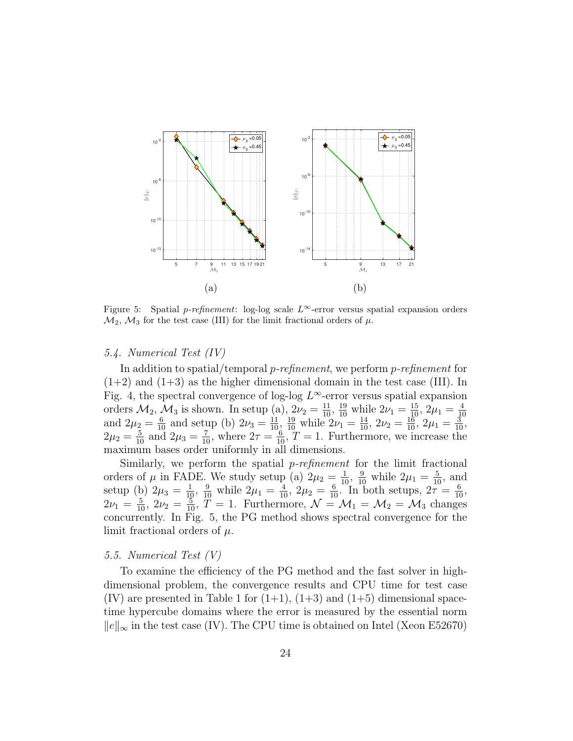(a)

(b)

Figure 5: Spatial *p-refinement*: log-log scale $L^\infty$-error versus spatial expansion orders $\mathcal{M}_2$, $\mathcal{M}_3$ for the test case (III) for the limit fractional orders of $\mu$.

### 5.4. Numerical Test (IV)

In addition to spatial/temporal *p-refinement*, we perform *p-refinement* for (1+2) and (1+3) as the higher dimensional domain in the test case (III). In Fig. 4, the spectral convergence of log-log $L^\infty$-error versus spatial expansion orders $\mathcal{M}_2$, $\mathcal{M}_3$ is shown. In setup (a), $2\nu_2 = \frac{11}{10}$, $\frac{19}{10}$ while $2\nu_1 = \frac{15}{10}$, $2\mu_1 = \frac{4}{10}$ and $2\mu_2 = \frac{6}{10}$ and setup (b) $2\nu_3 = \frac{11}{10}$, $\frac{19}{10}$ while $2\nu_1 = \frac{14}{10}$, $2\nu_2 = \frac{16}{10}$, $2\mu_1 = \frac{3}{10}$, $2\mu_2 = \frac{5}{10}$ and $2\mu_3 = \frac{7}{10}$, where $2\tau = \frac{6}{10}$, $T = 1$. Furthermore, we increase the maximum bases order uniformly in all dimensions.

Similarly, we perform the spatial *p-refinement* for the limit fractional orders of $\mu$ in FADE. We study setup (a) $2\mu_2 = \frac{1}{10}$, $\frac{9}{10}$ while $2\mu_1 = \frac{5}{10}$, and setup (b) $2\mu_3 = \frac{1}{10}$, $\frac{9}{10}$ while $2\mu_1 = \frac{4}{10}$, $2\mu_2 = \frac{6}{10}$. In both setups, $2\tau = \frac{6}{10}$, $2\nu_1 = \frac{5}{10}$, $2\nu_2 = \frac{5}{10}$, $T = 1$. Furthermore, $\mathcal{N} = \mathcal{M}_1 = \mathcal{M}_2 = \mathcal{M}_3$ changes concurrently. In Fig. 5, the PG method shows spectral convergence for the limit fractional orders of $\mu$.

### 5.5. Numerical Test (V)

To examine the efficiency of the PG method and the fast solver in high-dimensional problem, the convergence results and CPU time for test case (IV) are presented in Table 1 for (1+1), (1+3) and (1+5) dimensional space-time hypercube domains where the error is measured by the essential norm $\|e\|_\infty$ in the test case (IV). The CPU time is obtained on Intel (Xeon E52670)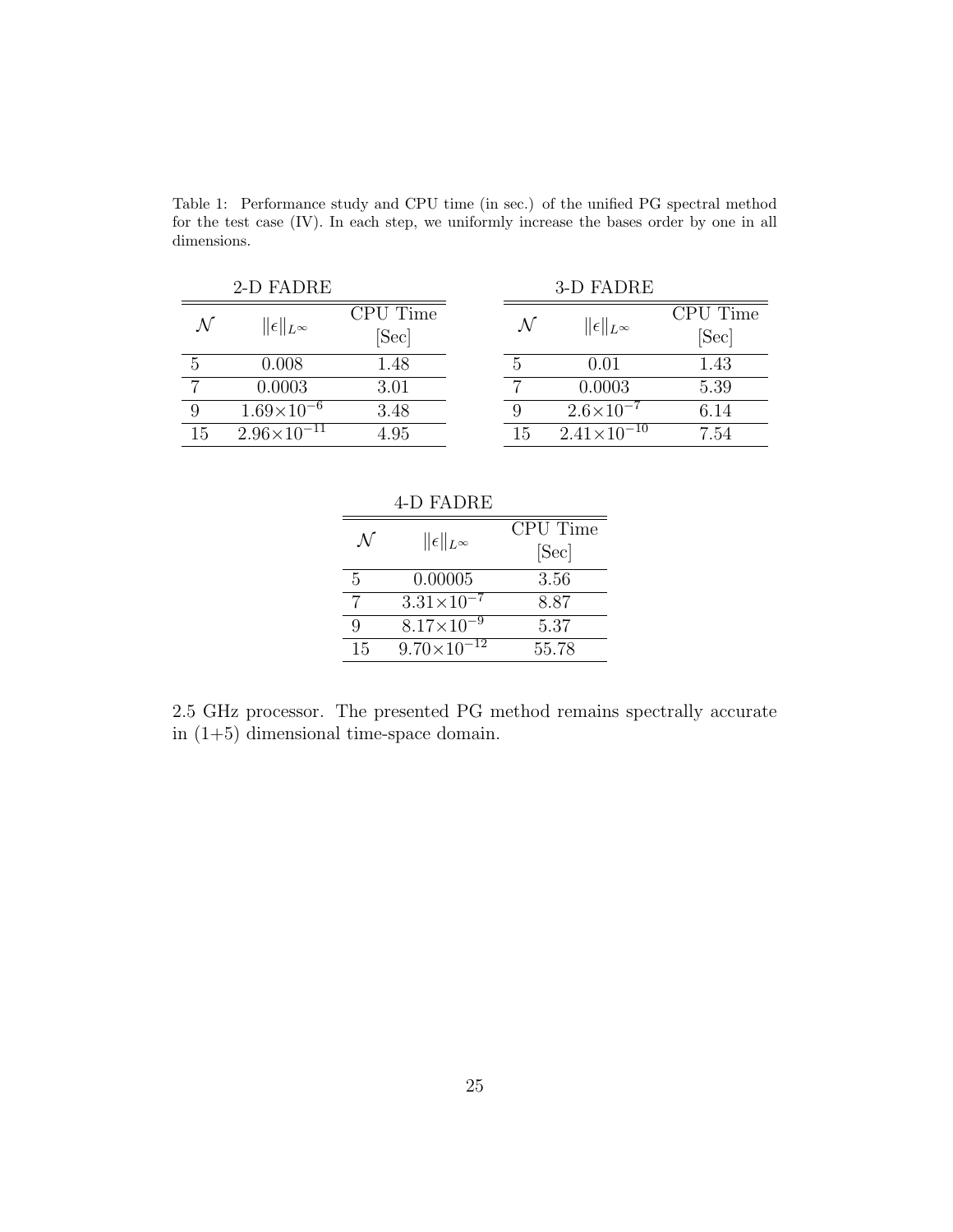Table 1: Performance study and CPU time (in sec.) of the unified PG spectral method for the test case (IV). In each step, we uniformly increase the bases order by one in all dimensions.

2-D FADRE

| $\mathcal{N}$ | $\|\epsilon\|_{L^\infty}$ | CPU Time [Sec] |
|---|---|---|
| 5 | 0.008 | 1.48 |
| 7 | 0.0003 | 3.01 |
| 9 | $1.69\times10^{-6}$ | 3.48 |
| 15 | $2.96\times10^{-11}$ | 4.95 |

3-D FADRE

| $\mathcal{N}$ | $\|\epsilon\|_{L^\infty}$ | CPU Time [Sec] |
|---|---|---|
| 5 | 0.01 | 1.43 |
| 7 | 0.0003 | 5.39 |
| 9 | $2.6\times10^{-7}$ | 6.14 |
| 15 | $2.41\times10^{-10}$ | 7.54 |

4-D FADRE

| $\mathcal{N}$ | $\|\epsilon\|_{L^\infty}$ | CPU Time [Sec] |
|---|---|---|
| 5 | 0.00005 | 3.56 |
| 7 | $3.31\times10^{-7}$ | 8.87 |
| 9 | $8.17\times10^{-9}$ | 5.37 |
| 15 | $9.70\times10^{-12}$ | 55.78 |

2.5 GHz processor. The presented PG method remains spectrally accurate in (1+5) dimensional time-space domain.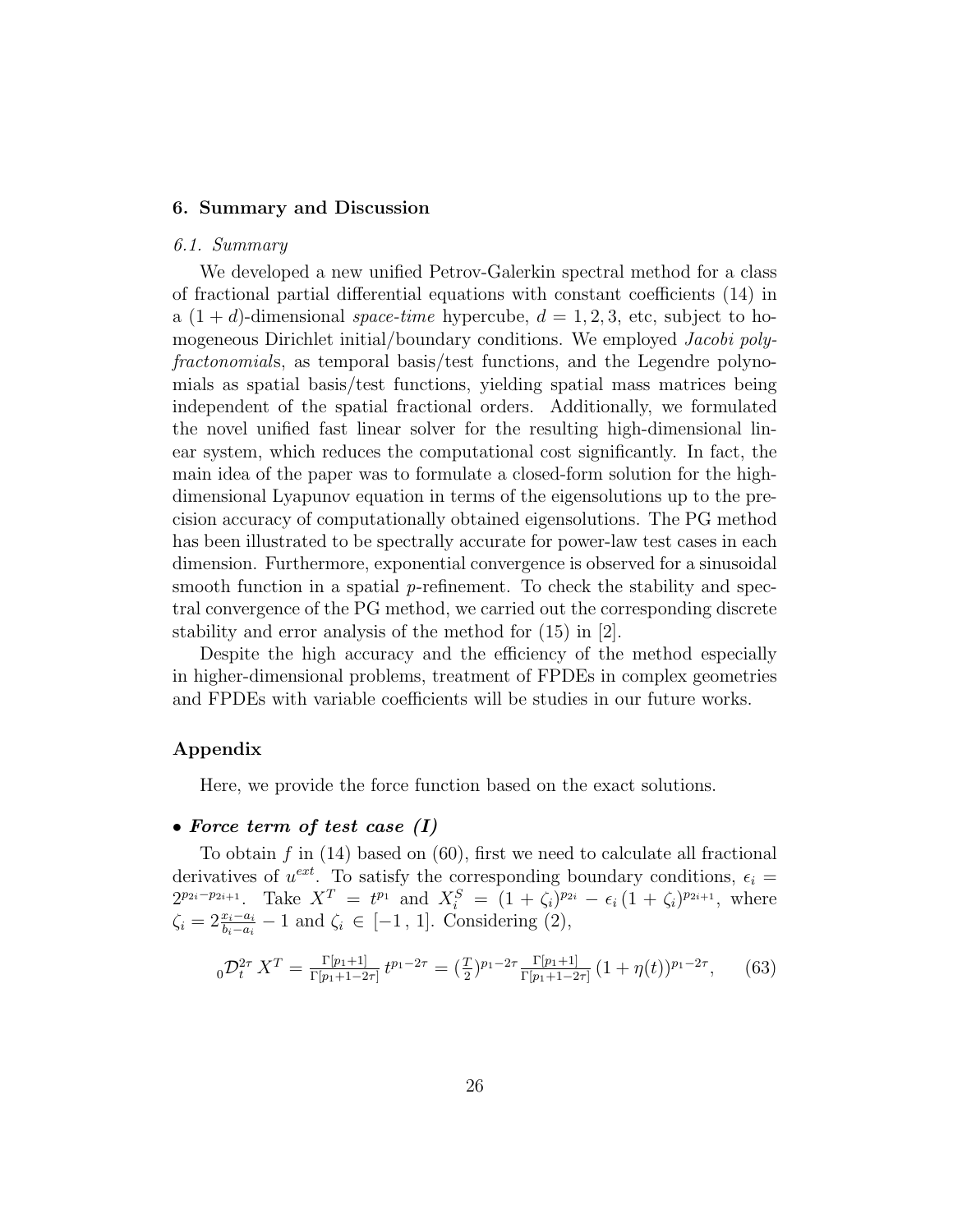## 6. Summary and Discussion

### 6.1. Summary

We developed a new unified Petrov-Galerkin spectral method for a class of fractional partial differential equations with constant coefficients (14) in a $(1+d)$-dimensional *space-time* hypercube, $d = 1, 2, 3$, etc, subject to homogeneous Dirichlet initial/boundary conditions. We employed *Jacobi polyfractonomial*s, as temporal basis/test functions, and the Legendre polynomials as spatial basis/test functions, yielding spatial mass matrices being independent of the spatial fractional orders. Additionally, we formulated the novel unified fast linear solver for the resulting high-dimensional linear system, which reduces the computational cost significantly. In fact, the main idea of the paper was to formulate a closed-form solution for the high-dimensional Lyapunov equation in terms of the eigensolutions up to the precision accuracy of computationally obtained eigensolutions. The PG method has been illustrated to be spectrally accurate for power-law test cases in each dimension. Furthermore, exponential convergence is observed for a sinusoidal smooth function in a spatial $p$-refinement. To check the stability and spectral convergence of the PG method, we carried out the corresponding discrete stability and error analysis of the method for (15) in [2].

Despite the high accuracy and the efficiency of the method especially in higher-dimensional problems, treatment of FPDEs in complex geometries and FPDEs with variable coefficients will be studies in our future works.

## Appendix

Here, we provide the force function based on the exact solutions.

- ***Force term of test case (I)***

To obtain $f$ in (14) based on (60), first we need to calculate all fractional derivatives of $u^{ext}$. To satisfy the corresponding boundary conditions, $\epsilon_i = 2^{p_{2i}-p_{2i+1}}$. Take $X^T = t^{p_1}$ and $X_i^S = (1+\zeta_i)^{p_{2i}} - \epsilon_i\,(1+\zeta_i)^{p_{2i+1}}$, where $\zeta_i = 2\frac{x_i - a_i}{b_i - a_i} - 1$ and $\zeta_i \in [-1\,,\,1]$. Considering (2),

$$
{}_0\mathcal{D}_t^{2\tau}\, X^T = \tfrac{\Gamma[p_1+1]}{\Gamma[p_1+1-2\tau]}\, t^{p_1-2\tau} = (\tfrac{T}{2})^{p_1-2\tau}\tfrac{\Gamma[p_1+1]}{\Gamma[p_1+1-2\tau]}\,(1+\eta(t))^{p_1-2\tau}, \qquad (63)
$$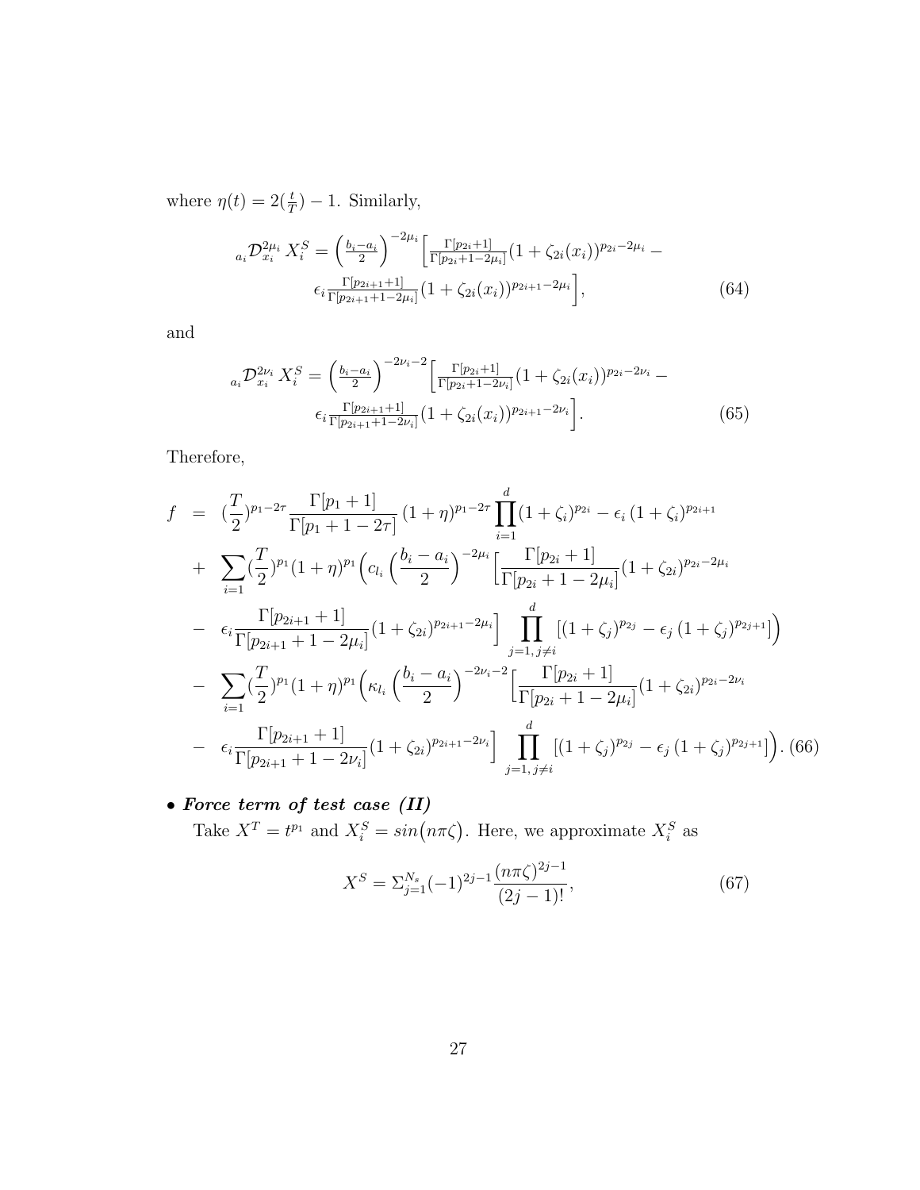where $\eta(t) = 2(\frac{t}{T}) - 1$. Similarly,

$$
{}_{a_i}\mathcal{D}_{x_i}^{2\mu_i}\, X_i^S = \left(\tfrac{b_i-a_i}{2}\right)^{-2\mu_i}\Big[\tfrac{\Gamma[p_{2i}+1]}{\Gamma[p_{2i}+1-2\mu_i]}(1+\zeta_{2i}(x_i))^{p_{2i}-2\mu_i} - \epsilon_i \tfrac{\Gamma[p_{2i+1}+1]}{\Gamma[p_{2i+1}+1-2\mu_i]}(1+\zeta_{2i}(x_i))^{p_{2i+1}-2\mu_i}\Big], \tag{64}
$$

and

$$
{}_{a_i}\mathcal{D}_{x_i}^{2\nu_i}\, X_i^S = \left(\tfrac{b_i-a_i}{2}\right)^{-2\nu_i-2}\Big[\tfrac{\Gamma[p_{2i}+1]}{\Gamma[p_{2i}+1-2\nu_i]}(1+\zeta_{2i}(x_i))^{p_{2i}-2\nu_i} - \epsilon_i \tfrac{\Gamma[p_{2i+1}+1]}{\Gamma[p_{2i+1}+1-2\nu_i]}(1+\zeta_{2i}(x_i))^{p_{2i+1}-2\nu_i}\Big]. \tag{65}
$$

Therefore,

$$
\begin{aligned}
f &= (\frac{T}{2})^{p_1-2\tau}\frac{\Gamma[p_1+1]}{\Gamma[p_1+1-2\tau]}\,(1+\eta)^{p_1-2\tau}\prod_{i=1}^{d}(1+\zeta_i)^{p_{2i}} - \epsilon_i\,(1+\zeta_i)^{p_{2i+1}} \\
&+ \sum_{i=1}(\frac{T}{2})^{p_1}(1+\eta)^{p_1}\Big(c_{l_i}\left(\frac{b_i-a_i}{2}\right)^{-2\mu_i}\Big[\frac{\Gamma[p_{2i}+1]}{\Gamma[p_{2i}+1-2\mu_i]}(1+\zeta_{2i})^{p_{2i}-2\mu_i} \\
&- \epsilon_i\frac{\Gamma[p_{2i+1}+1]}{\Gamma[p_{2i+1}+1-2\mu_i]}(1+\zeta_{2i})^{p_{2i+1}-2\mu_i}\Big]\prod_{j=1,\,j\neq i}^{d}[(1+\zeta_j)^{p_{2j}} - \epsilon_j\,(1+\zeta_j)^{p_{2j+1}}]\Big) \\
&- \sum_{i=1}(\frac{T}{2})^{p_1}(1+\eta)^{p_1}\Big(\kappa_{l_i}\left(\frac{b_i-a_i}{2}\right)^{-2\nu_i-2}\Big[\frac{\Gamma[p_{2i}+1]}{\Gamma[p_{2i}+1-2\mu_i]}(1+\zeta_{2i})^{p_{2i}-2\nu_i} \\
&- \epsilon_i\frac{\Gamma[p_{2i+1}+1]}{\Gamma[p_{2i+1}+1-2\nu_i]}(1+\zeta_{2i})^{p_{2i+1}-2\nu_i}\Big]\prod_{j=1,\,j\neq i}^{d}[(1+\zeta_j)^{p_{2j}} - \epsilon_j\,(1+\zeta_j)^{p_{2j+1}}]\Big).
\end{aligned} \tag{66}
$$

- ***Force term of test case (II)***

  Take $X^T = t^{p_1}$ and $X_i^S = sin\big(n\pi\zeta\big)$. Here, we approximate $X_i^S$ as

$$
X^S = \Sigma_{j=1}^{N_s}(-1)^{2j-1}\frac{(n\pi\zeta)^{2j-1}}{(2j-1)!}, \tag{67}
$$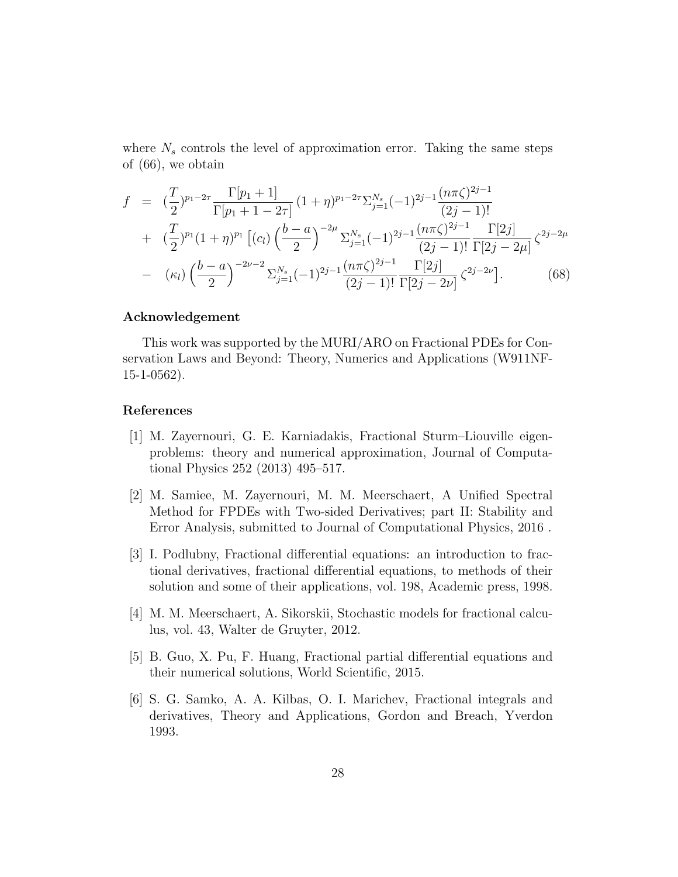where $N_s$ controls the level of approximation error. Taking the same steps of (66), we obtain

$$
\begin{aligned}
f &= (\frac{T}{2})^{p_1-2\tau}\frac{\Gamma[p_1+1]}{\Gamma[p_1+1-2\tau]}\,(1+\eta)^{p_1-2\tau}\Sigma_{j=1}^{N_s}(-1)^{2j-1}\frac{(n\pi\zeta)^{2j-1}}{(2j-1)!} \\
&+ (\frac{T}{2})^{p_1}(1+\eta)^{p_1}\Big[(c_l)\left(\frac{b-a}{2}\right)^{-2\mu}\Sigma_{j=1}^{N_s}(-1)^{2j-1}\frac{(n\pi\zeta)^{2j-1}}{(2j-1)!}\frac{\Gamma[2j]}{\Gamma[2j-2\mu]}\,\zeta^{2j-2\mu} \\
&- (\kappa_l)\left(\frac{b-a}{2}\right)^{-2\nu-2}\Sigma_{j=1}^{N_s}(-1)^{2j-1}\frac{(n\pi\zeta)^{2j-1}}{(2j-1)!}\frac{\Gamma[2j]}{\Gamma[2j-2\nu]}\,\zeta^{2j-2\nu}\Big]. \qquad (68)
\end{aligned}
$$

### Acknowledgement

This work was supported by the MURI/ARO on Fractional PDEs for Conservation Laws and Beyond: Theory, Numerics and Applications (W911NF-15-1-0562).

### References

[1] M. Zayernouri, G. E. Karniadakis, Fractional Sturm–Liouville eigenproblems: theory and numerical approximation, Journal of Computational Physics 252 (2013) 495–517.

[2] M. Samiee, M. Zayernouri, M. M. Meerschaert, A Unified Spectral Method for FPDEs with Two-sided Derivatives; part II: Stability and Error Analysis, submitted to Journal of Computational Physics, 2016 .

[3] I. Podlubny, Fractional differential equations: an introduction to fractional derivatives, fractional differential equations, to methods of their solution and some of their applications, vol. 198, Academic press, 1998.

[4] M. M. Meerschaert, A. Sikorskii, Stochastic models for fractional calculus, vol. 43, Walter de Gruyter, 2012.

[5] B. Guo, X. Pu, F. Huang, Fractional partial differential equations and their numerical solutions, World Scientific, 2015.

[6] S. G. Samko, A. A. Kilbas, O. I. Marichev, Fractional integrals and derivatives, Theory and Applications, Gordon and Breach, Yverdon 1993.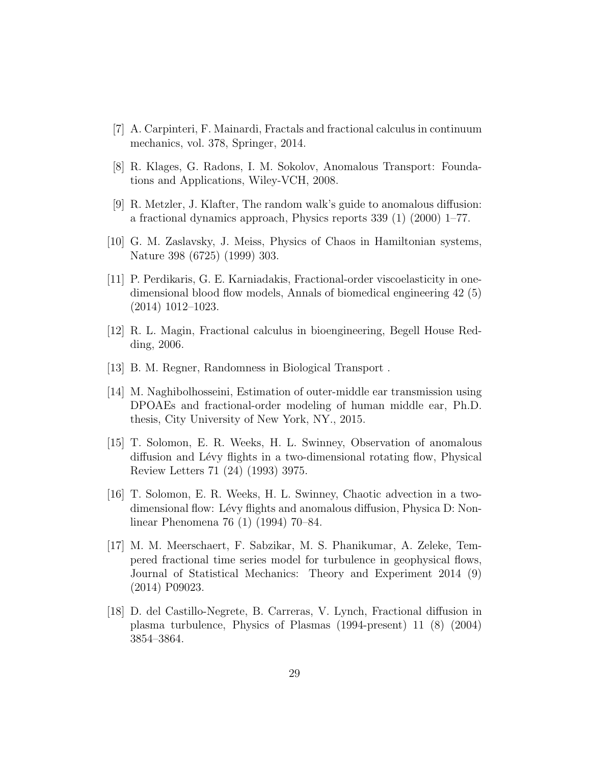[7] A. Carpinteri, F. Mainardi, Fractals and fractional calculus in continuum mechanics, vol. 378, Springer, 2014.

[8] R. Klages, G. Radons, I. M. Sokolov, Anomalous Transport: Foundations and Applications, Wiley-VCH, 2008.

[9] R. Metzler, J. Klafter, The random walk's guide to anomalous diffusion: a fractional dynamics approach, Physics reports 339 (1) (2000) 1–77.

[10] G. M. Zaslavsky, J. Meiss, Physics of Chaos in Hamiltonian systems, Nature 398 (6725) (1999) 303.

[11] P. Perdikaris, G. E. Karniadakis, Fractional-order viscoelasticity in one-dimensional blood flow models, Annals of biomedical engineering 42 (5) (2014) 1012–1023.

[12] R. L. Magin, Fractional calculus in bioengineering, Begell House Redding, 2006.

[13] B. M. Regner, Randomness in Biological Transport .

[14] M. Naghibolhosseini, Estimation of outer-middle ear transmission using DPOAEs and fractional-order modeling of human middle ear, Ph.D. thesis, City University of New York, NY., 2015.

[15] T. Solomon, E. R. Weeks, H. L. Swinney, Observation of anomalous diffusion and Lévy flights in a two-dimensional rotating flow, Physical Review Letters 71 (24) (1993) 3975.

[16] T. Solomon, E. R. Weeks, H. L. Swinney, Chaotic advection in a two-dimensional flow: Lévy flights and anomalous diffusion, Physica D: Nonlinear Phenomena 76 (1) (1994) 70–84.

[17] M. M. Meerschaert, F. Sabzikar, M. S. Phanikumar, A. Zeleke, Tempered fractional time series model for turbulence in geophysical flows, Journal of Statistical Mechanics: Theory and Experiment 2014 (9) (2014) P09023.

[18] D. del Castillo-Negrete, B. Carreras, V. Lynch, Fractional diffusion in plasma turbulence, Physics of Plasmas (1994-present) 11 (8) (2004) 3854–3864.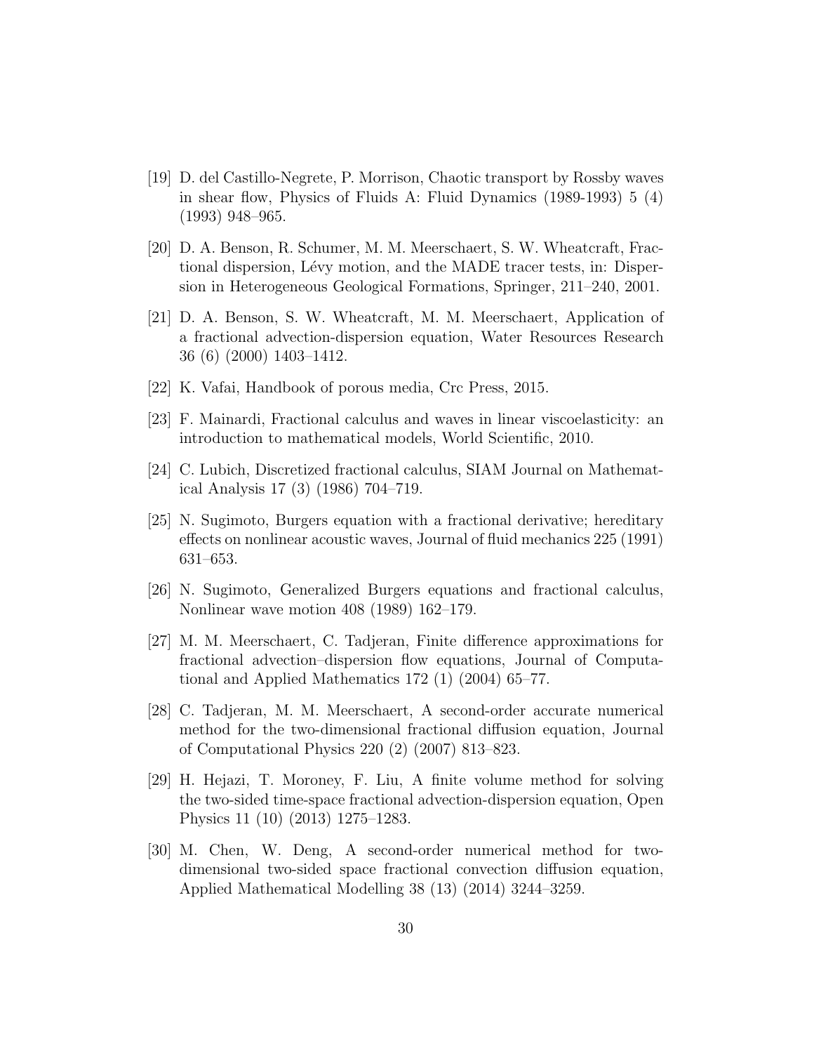[19] D. del Castillo-Negrete, P. Morrison, Chaotic transport by Rossby waves in shear flow, Physics of Fluids A: Fluid Dynamics (1989-1993) 5 (4) (1993) 948–965.

[20] D. A. Benson, R. Schumer, M. M. Meerschaert, S. W. Wheatcraft, Fractional dispersion, Lévy motion, and the MADE tracer tests, in: Dispersion in Heterogeneous Geological Formations, Springer, 211–240, 2001.

[21] D. A. Benson, S. W. Wheatcraft, M. M. Meerschaert, Application of a fractional advection-dispersion equation, Water Resources Research 36 (6) (2000) 1403–1412.

[22] K. Vafai, Handbook of porous media, Crc Press, 2015.

[23] F. Mainardi, Fractional calculus and waves in linear viscoelasticity: an introduction to mathematical models, World Scientific, 2010.

[24] C. Lubich, Discretized fractional calculus, SIAM Journal on Mathematical Analysis 17 (3) (1986) 704–719.

[25] N. Sugimoto, Burgers equation with a fractional derivative; hereditary effects on nonlinear acoustic waves, Journal of fluid mechanics 225 (1991) 631–653.

[26] N. Sugimoto, Generalized Burgers equations and fractional calculus, Nonlinear wave motion 408 (1989) 162–179.

[27] M. M. Meerschaert, C. Tadjeran, Finite difference approximations for fractional advection–dispersion flow equations, Journal of Computational and Applied Mathematics 172 (1) (2004) 65–77.

[28] C. Tadjeran, M. M. Meerschaert, A second-order accurate numerical method for the two-dimensional fractional diffusion equation, Journal of Computational Physics 220 (2) (2007) 813–823.

[29] H. Hejazi, T. Moroney, F. Liu, A finite volume method for solving the two-sided time-space fractional advection-dispersion equation, Open Physics 11 (10) (2013) 1275–1283.

[30] M. Chen, W. Deng, A second-order numerical method for two-dimensional two-sided space fractional convection diffusion equation, Applied Mathematical Modelling 38 (13) (2014) 3244–3259.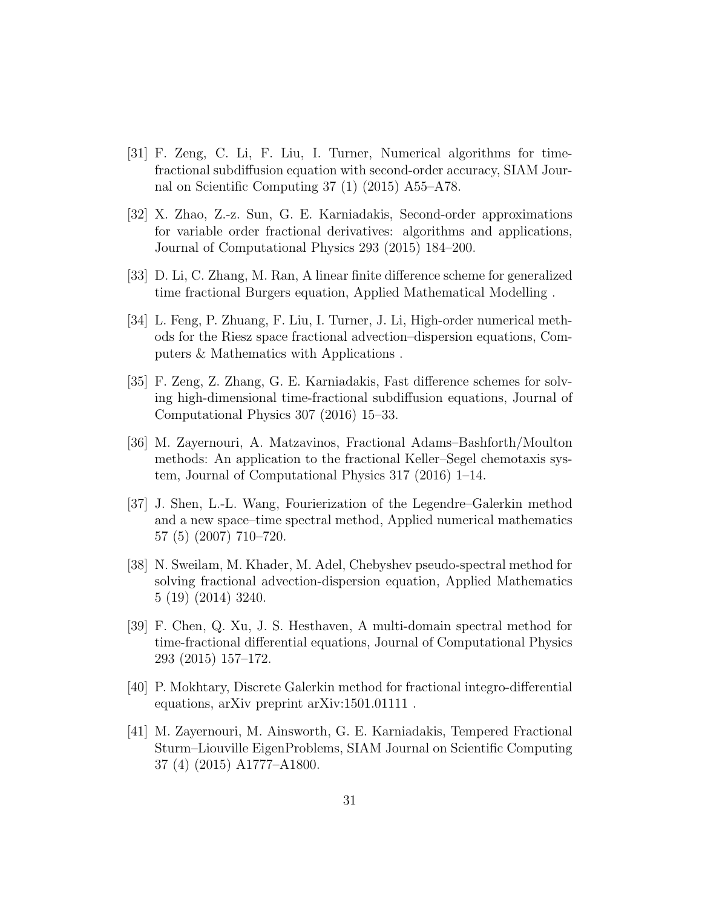[31] F. Zeng, C. Li, F. Liu, I. Turner, Numerical algorithms for time-fractional subdiffusion equation with second-order accuracy, SIAM Journal on Scientific Computing 37 (1) (2015) A55–A78.

[32] X. Zhao, Z.-z. Sun, G. E. Karniadakis, Second-order approximations for variable order fractional derivatives: algorithms and applications, Journal of Computational Physics 293 (2015) 184–200.

[33] D. Li, C. Zhang, M. Ran, A linear finite difference scheme for generalized time fractional Burgers equation, Applied Mathematical Modelling .

[34] L. Feng, P. Zhuang, F. Liu, I. Turner, J. Li, High-order numerical methods for the Riesz space fractional advection–dispersion equations, Computers & Mathematics with Applications .

[35] F. Zeng, Z. Zhang, G. E. Karniadakis, Fast difference schemes for solving high-dimensional time-fractional subdiffusion equations, Journal of Computational Physics 307 (2016) 15–33.

[36] M. Zayernouri, A. Matzavinos, Fractional Adams–Bashforth/Moulton methods: An application to the fractional Keller–Segel chemotaxis system, Journal of Computational Physics 317 (2016) 1–14.

[37] J. Shen, L.-L. Wang, Fourierization of the Legendre–Galerkin method and a new space–time spectral method, Applied numerical mathematics 57 (5) (2007) 710–720.

[38] N. Sweilam, M. Khader, M. Adel, Chebyshev pseudo-spectral method for solving fractional advection-dispersion equation, Applied Mathematics 5 (19) (2014) 3240.

[39] F. Chen, Q. Xu, J. S. Hesthaven, A multi-domain spectral method for time-fractional differential equations, Journal of Computational Physics 293 (2015) 157–172.

[40] P. Mokhtary, Discrete Galerkin method for fractional integro-differential equations, arXiv preprint arXiv:1501.01111 .

[41] M. Zayernouri, M. Ainsworth, G. E. Karniadakis, Tempered Fractional Sturm–Liouville EigenProblems, SIAM Journal on Scientific Computing 37 (4) (2015) A1777–A1800.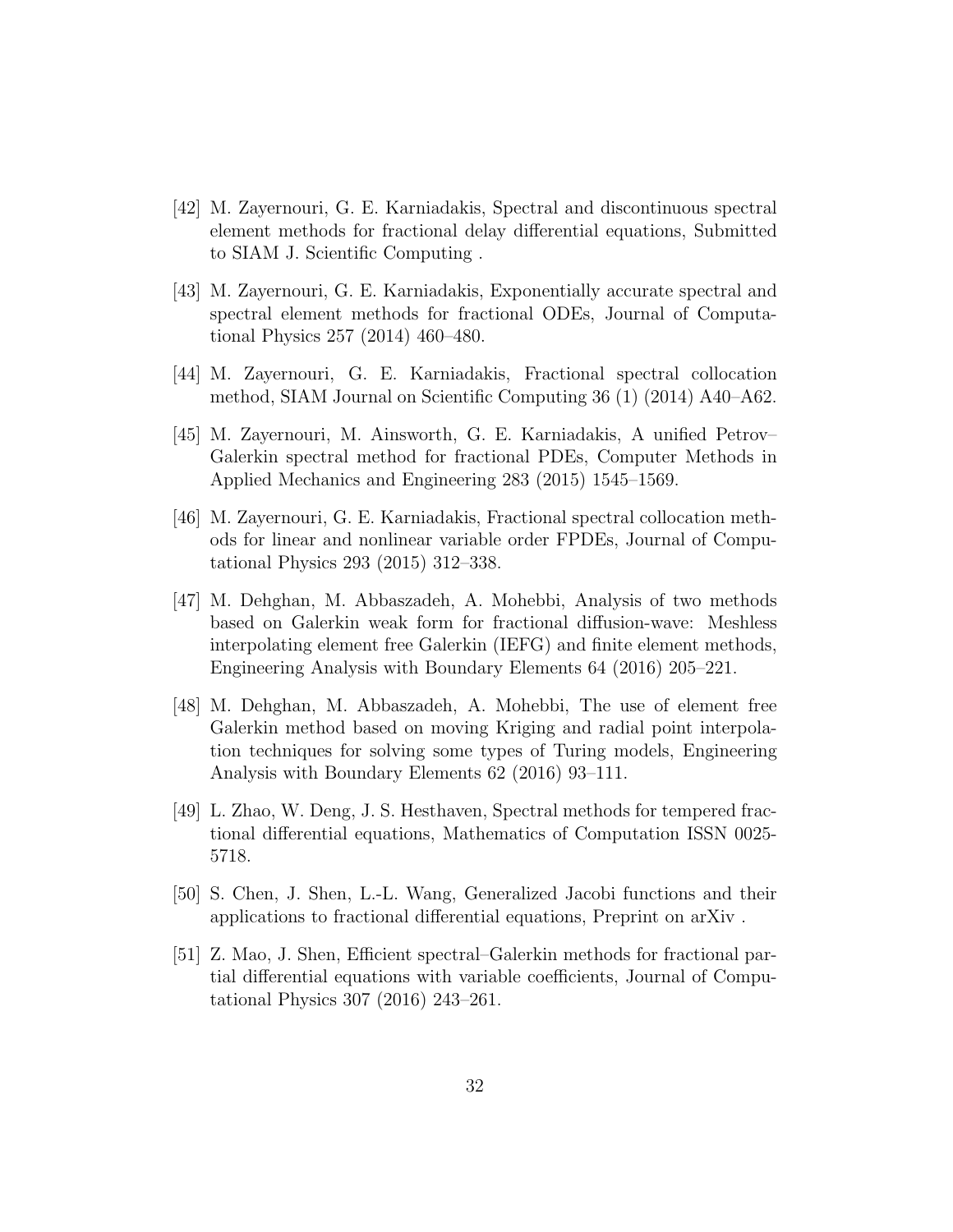[42] M. Zayernouri, G. E. Karniadakis, Spectral and discontinuous spectral element methods for fractional delay differential equations, Submitted to SIAM J. Scientific Computing .

[43] M. Zayernouri, G. E. Karniadakis, Exponentially accurate spectral and spectral element methods for fractional ODEs, Journal of Computational Physics 257 (2014) 460–480.

[44] M. Zayernouri, G. E. Karniadakis, Fractional spectral collocation method, SIAM Journal on Scientific Computing 36 (1) (2014) A40–A62.

[45] M. Zayernouri, M. Ainsworth, G. E. Karniadakis, A unified Petrov–Galerkin spectral method for fractional PDEs, Computer Methods in Applied Mechanics and Engineering 283 (2015) 1545–1569.

[46] M. Zayernouri, G. E. Karniadakis, Fractional spectral collocation methods for linear and nonlinear variable order FPDEs, Journal of Computational Physics 293 (2015) 312–338.

[47] M. Dehghan, M. Abbaszadeh, A. Mohebbi, Analysis of two methods based on Galerkin weak form for fractional diffusion-wave: Meshless interpolating element free Galerkin (IEFG) and finite element methods, Engineering Analysis with Boundary Elements 64 (2016) 205–221.

[48] M. Dehghan, M. Abbaszadeh, A. Mohebbi, The use of element free Galerkin method based on moving Kriging and radial point interpolation techniques for solving some types of Turing models, Engineering Analysis with Boundary Elements 62 (2016) 93–111.

[49] L. Zhao, W. Deng, J. S. Hesthaven, Spectral methods for tempered fractional differential equations, Mathematics of Computation ISSN 0025-5718.

[50] S. Chen, J. Shen, L.-L. Wang, Generalized Jacobi functions and their applications to fractional differential equations, Preprint on arXiv .

[51] Z. Mao, J. Shen, Efficient spectral–Galerkin methods for fractional partial differential equations with variable coefficients, Journal of Computational Physics 307 (2016) 243–261.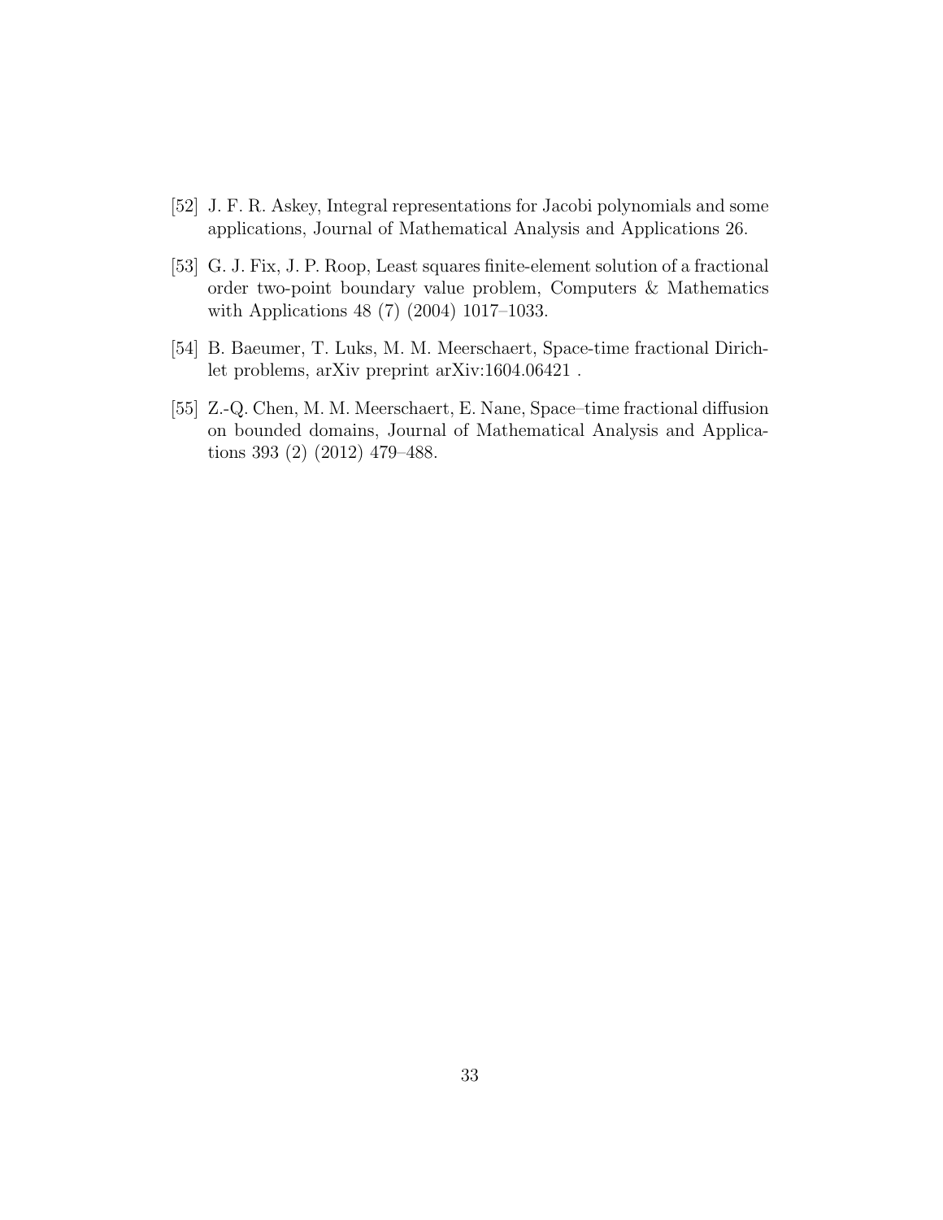[52] J. F. R. Askey, Integral representations for Jacobi polynomials and some applications, Journal of Mathematical Analysis and Applications 26.

[53] G. J. Fix, J. P. Roop, Least squares finite-element solution of a fractional order two-point boundary value problem, Computers & Mathematics with Applications 48 (7) (2004) 1017–1033.

[54] B. Baeumer, T. Luks, M. M. Meerschaert, Space-time fractional Dirichlet problems, arXiv preprint arXiv:1604.06421 .

[55] Z.-Q. Chen, M. M. Meerschaert, E. Nane, Space–time fractional diffusion on bounded domains, Journal of Mathematical Analysis and Applications 393 (2) (2012) 479–488.